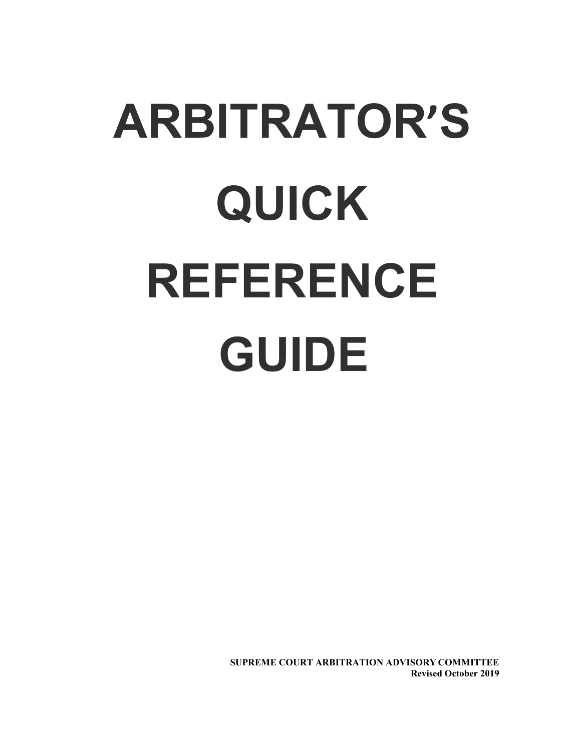# ARBITRATOR'S QUICK REFERENCE GUIDE

**SUPREME COURT ARBITRATION ADVISORY COMMITTEE**
**Revised October 2019**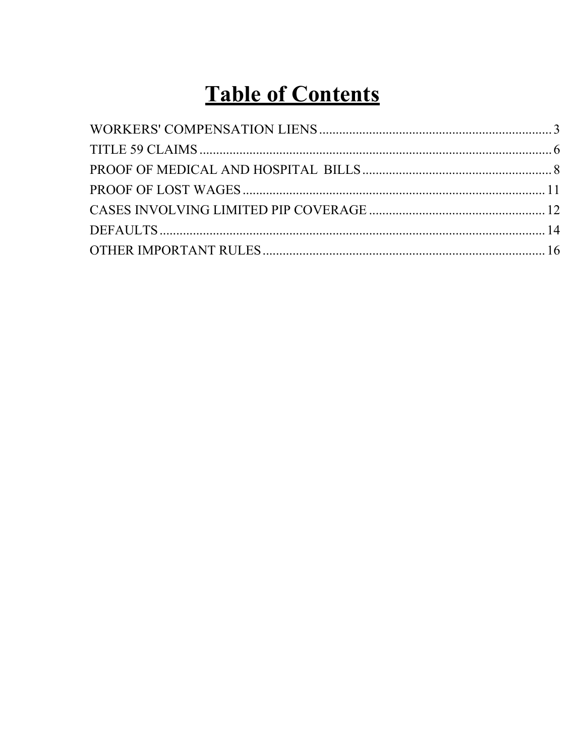# Table of Contents

| | |
|---|---|
| WORKERS' COMPENSATION LIENS | 3 |
| TITLE 59 CLAIMS | 6 |
| PROOF OF MEDICAL AND HOSPITAL BILLS | 8 |
| PROOF OF LOST WAGES | 11 |
| CASES INVOLVING LIMITED PIP COVERAGE | 12 |
| DEFAULTS | 14 |
| OTHER IMPORTANT RULES | 16 |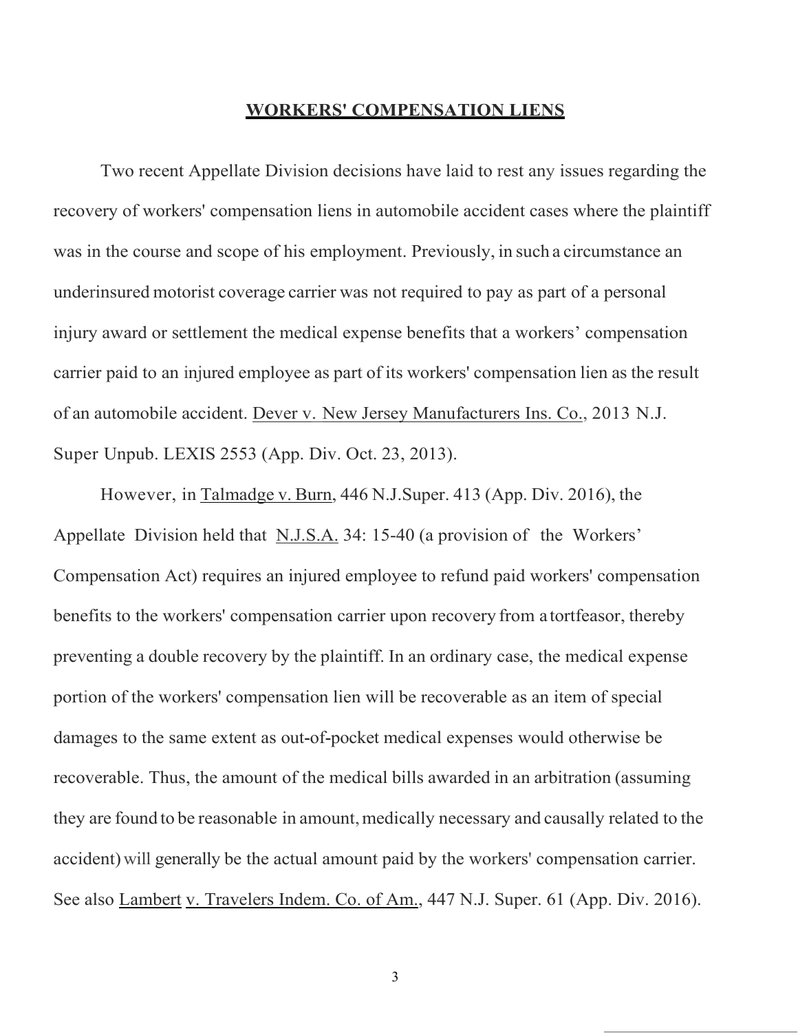## WORKERS' COMPENSATION LIENS

Two recent Appellate Division decisions have laid to rest any issues regarding the recovery of workers' compensation liens in automobile accident cases where the plaintiff was in the course and scope of his employment. Previously, in such a circumstance an underinsured motorist coverage carrier was not required to pay as part of a personal injury award or settlement the medical expense benefits that a workers' compensation carrier paid to an injured employee as part of its workers' compensation lien as the result of an automobile accident. Dever v. New Jersey Manufacturers Ins. Co., 2013 N.J. Super Unpub. LEXIS 2553 (App. Div. Oct. 23, 2013).

However, in Talmadge v. Burn, 446 N.J.Super. 413 (App. Div. 2016), the Appellate Division held that N.J.S.A. 34: 15-40 (a provision of the Workers' Compensation Act) requires an injured employee to refund paid workers' compensation benefits to the workers' compensation carrier upon recovery from a tortfeasor, thereby preventing a double recovery by the plaintiff. In an ordinary case, the medical expense portion of the workers' compensation lien will be recoverable as an item of special damages to the same extent as out-of-pocket medical expenses would otherwise be recoverable. Thus, the amount of the medical bills awarded in an arbitration (assuming they are found to be reasonable in amount, medically necessary and causally related to the accident) will generally be the actual amount paid by the workers' compensation carrier. See also Lambert v. Travelers Indem. Co. of Am., 447 N.J. Super. 61 (App. Div. 2016).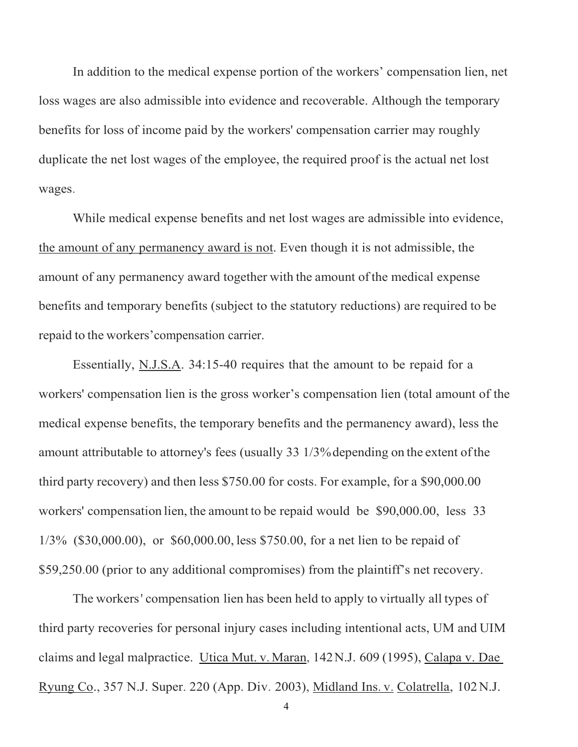In addition to the medical expense portion of the workers' compensation lien, net loss wages are also admissible into evidence and recoverable. Although the temporary benefits for loss of income paid by the workers' compensation carrier may roughly duplicate the net lost wages of the employee, the required proof is the actual net lost wages.

While medical expense benefits and net lost wages are admissible into evidence, <u>the amount of any permanency award is not</u>. Even though it is not admissible, the amount of any permanency award together with the amount of the medical expense benefits and temporary benefits (subject to the statutory reductions) are required to be repaid to the workers' compensation carrier.

Essentially, <u>N.J.S.A</u>. 34:15-40 requires that the amount to be repaid for a workers' compensation lien is the gross worker's compensation lien (total amount of the medical expense benefits, the temporary benefits and the permanency award), less the amount attributable to attorney's fees (usually 33 1/3% depending on the extent of the third party recovery) and then less $750.00 for costs. For example, for a $90,000.00 workers' compensation lien, the amount to be repaid would be $90,000.00, less 33 1/3% ($30,000.00), or $60,000.00, less $750.00, for a net lien to be repaid of $59,250.00 (prior to any additional compromises) from the plaintiff's net recovery.

The workers' compensation lien has been held to apply to virtually all types of third party recoveries for personal injury cases including intentional acts, UM and UIM claims and legal malpractice. <u>Utica Mut. v. Maran</u>, 142 N.J. 609 (1995), <u>Calapa v. Dae Ryung Co</u>., 357 N.J. Super. 220 (App. Div. 2003), <u>Midland Ins. v. Colatrella</u>, 102 N.J.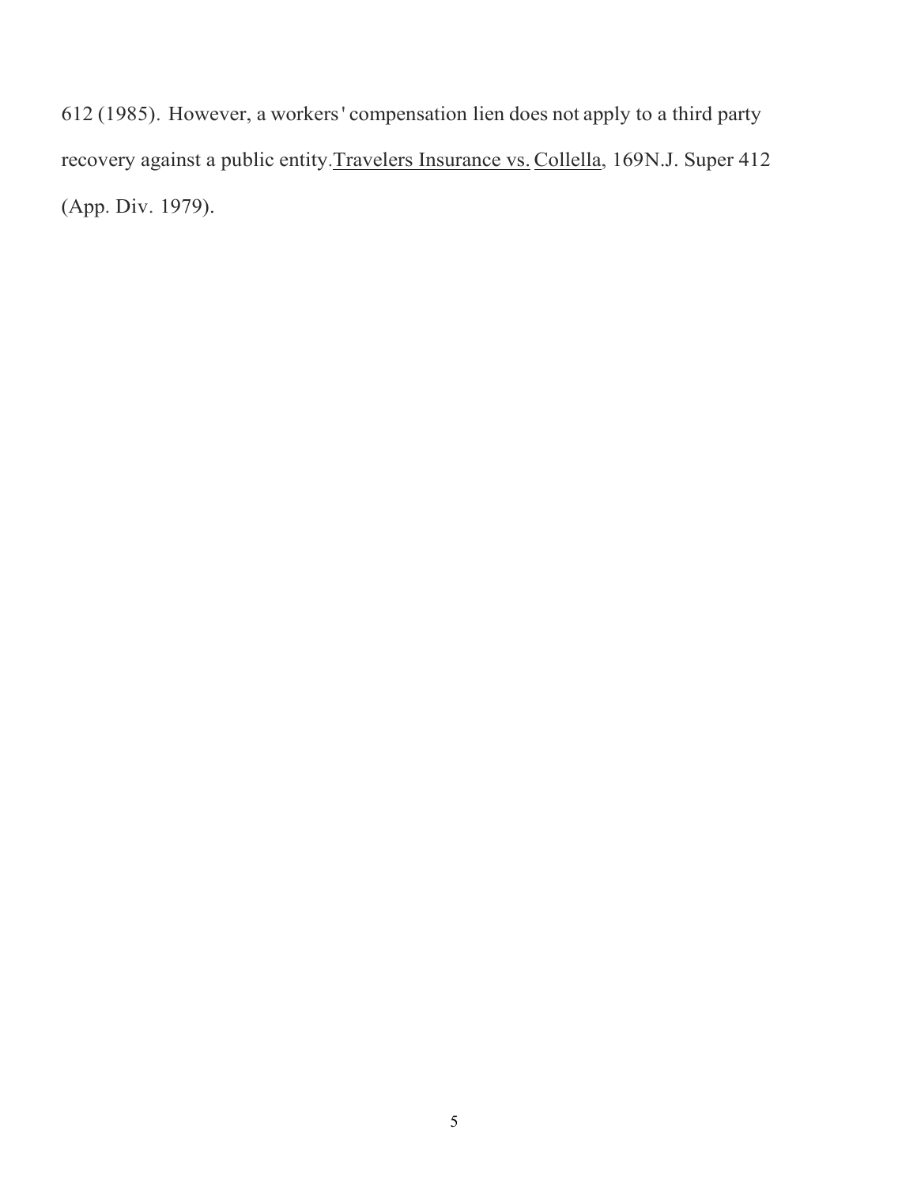612 (1985). However, a workers' compensation lien does not apply to a third party recovery against a public entity.Travelers Insurance vs. Collella, 169N.J. Super 412 (App. Div. 1979).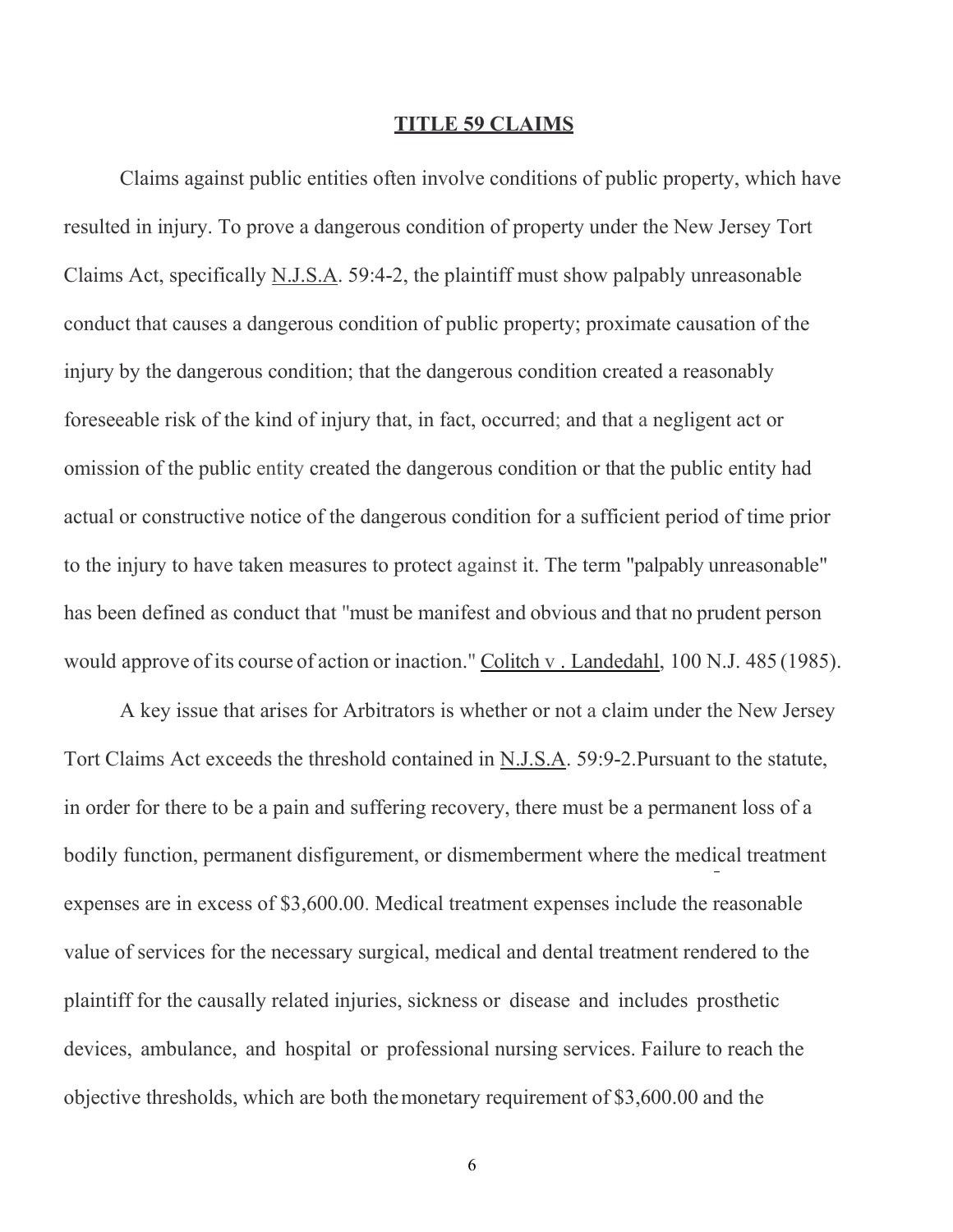## TITLE 59 CLAIMS

Claims against public entities often involve conditions of public property, which have resulted in injury. To prove a dangerous condition of property under the New Jersey Tort Claims Act, specifically N.J.S.A. 59:4-2, the plaintiff must show palpably unreasonable conduct that causes a dangerous condition of public property; proximate causation of the injury by the dangerous condition; that the dangerous condition created a reasonably foreseeable risk of the kind of injury that, in fact, occurred; and that a negligent act or omission of the public entity created the dangerous condition or that the public entity had actual or constructive notice of the dangerous condition for a sufficient period of time prior to the injury to have taken measures to protect against it. The term "palpably unreasonable" has been defined as conduct that "must be manifest and obvious and that no prudent person would approve of its course of action or inaction." Colitch v . Landedahl, 100 N.J. 485 (1985).

A key issue that arises for Arbitrators is whether or not a claim under the New Jersey Tort Claims Act exceeds the threshold contained in N.J.S.A. 59:9-2.Pursuant to the statute, in order for there to be a pain and suffering recovery, there must be a permanent loss of a bodily function, permanent disfigurement, or dismemberment where the medical treatment expenses are in excess of $3,600.00. Medical treatment expenses include the reasonable value of services for the necessary surgical, medical and dental treatment rendered to the plaintiff for the causally related injuries, sickness or disease and includes prosthetic devices, ambulance, and hospital or professional nursing services. Failure to reach the objective thresholds, which are both the monetary requirement of $3,600.00 and the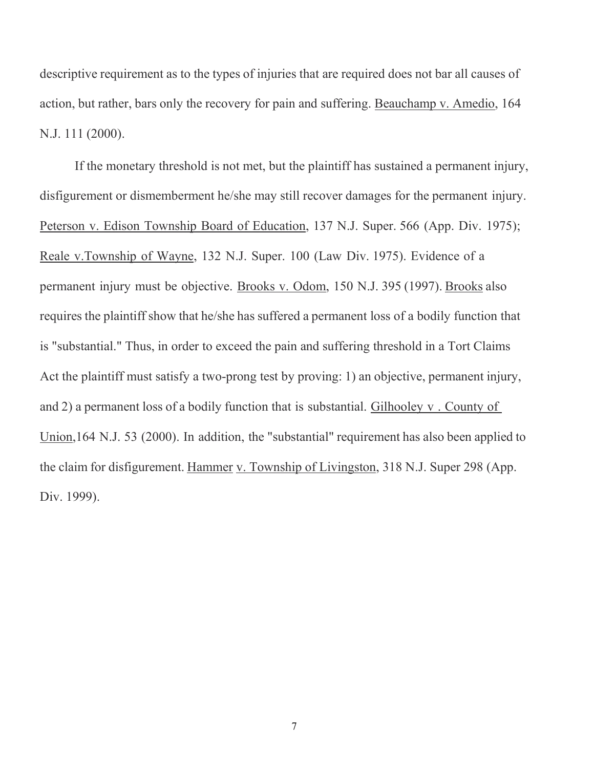descriptive requirement as to the types of injuries that are required does not bar all causes of action, but rather, bars only the recovery for pain and suffering. Beauchamp v. Amedio, 164 N.J. 111 (2000).

If the monetary threshold is not met, but the plaintiff has sustained a permanent injury, disfigurement or dismemberment he/she may still recover damages for the permanent injury. Peterson v. Edison Township Board of Education, 137 N.J. Super. 566 (App. Div. 1975); Reale v.Township of Wayne, 132 N.J. Super. 100 (Law Div. 1975). Evidence of a permanent injury must be objective. Brooks v. Odom, 150 N.J. 395 (1997). Brooks also requires the plaintiff show that he/she has suffered a permanent loss of a bodily function that is "substantial." Thus, in order to exceed the pain and suffering threshold in a Tort Claims Act the plaintiff must satisfy a two-prong test by proving: 1) an objective, permanent injury, and 2) a permanent loss of a bodily function that is substantial. Gilhooley v . County of Union,164 N.J. 53 (2000). In addition, the "substantial" requirement has also been applied to the claim for disfigurement. Hammer v. Township of Livingston, 318 N.J. Super 298 (App. Div. 1999).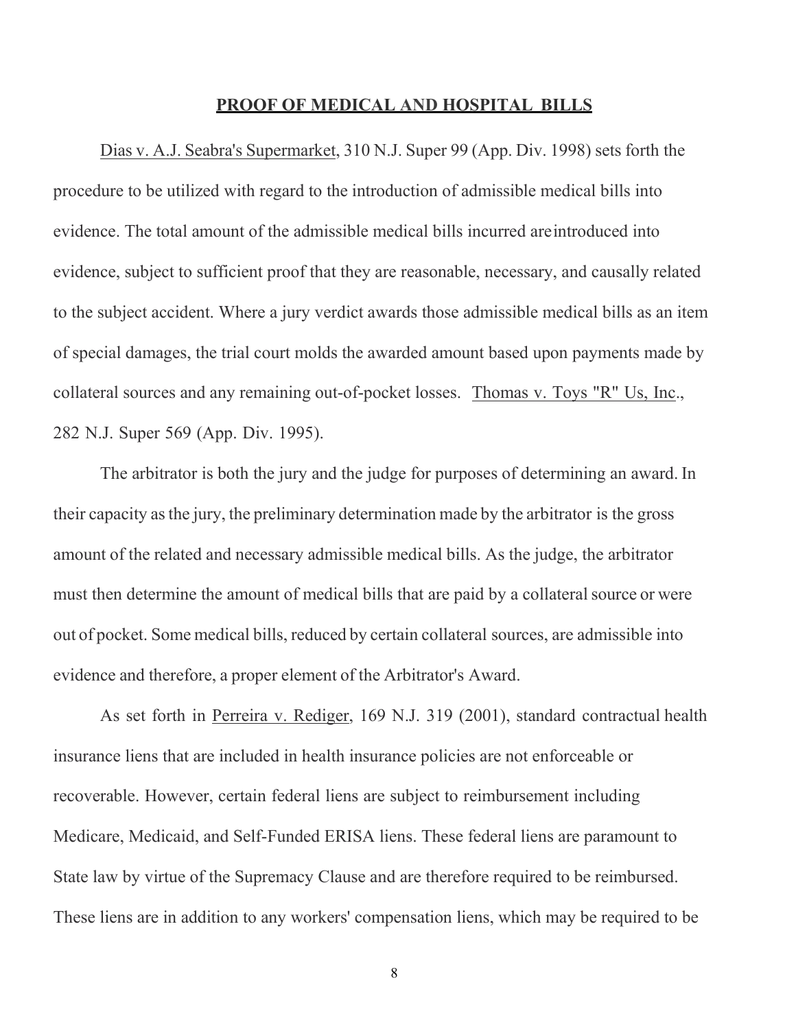## PROOF OF MEDICAL AND HOSPITAL BILLS

Dias v. A.J. Seabra's Supermarket, 310 N.J. Super 99 (App. Div. 1998) sets forth the procedure to be utilized with regard to the introduction of admissible medical bills into evidence. The total amount of the admissible medical bills incurred are introduced into evidence, subject to sufficient proof that they are reasonable, necessary, and causally related to the subject accident. Where a jury verdict awards those admissible medical bills as an item of special damages, the trial court molds the awarded amount based upon payments made by collateral sources and any remaining out-of-pocket losses. Thomas v. Toys "R" Us, Inc., 282 N.J. Super 569 (App. Div. 1995).

The arbitrator is both the jury and the judge for purposes of determining an award. In their capacity as the jury, the preliminary determination made by the arbitrator is the gross amount of the related and necessary admissible medical bills. As the judge, the arbitrator must then determine the amount of medical bills that are paid by a collateral source or were out of pocket. Some medical bills, reduced by certain collateral sources, are admissible into evidence and therefore, a proper element of the Arbitrator's Award.

As set forth in Perreira v. Rediger, 169 N.J. 319 (2001), standard contractual health insurance liens that are included in health insurance policies are not enforceable or recoverable. However, certain federal liens are subject to reimbursement including Medicare, Medicaid, and Self-Funded ERISA liens. These federal liens are paramount to State law by virtue of the Supremacy Clause and are therefore required to be reimbursed. These liens are in addition to any workers' compensation liens, which may be required to be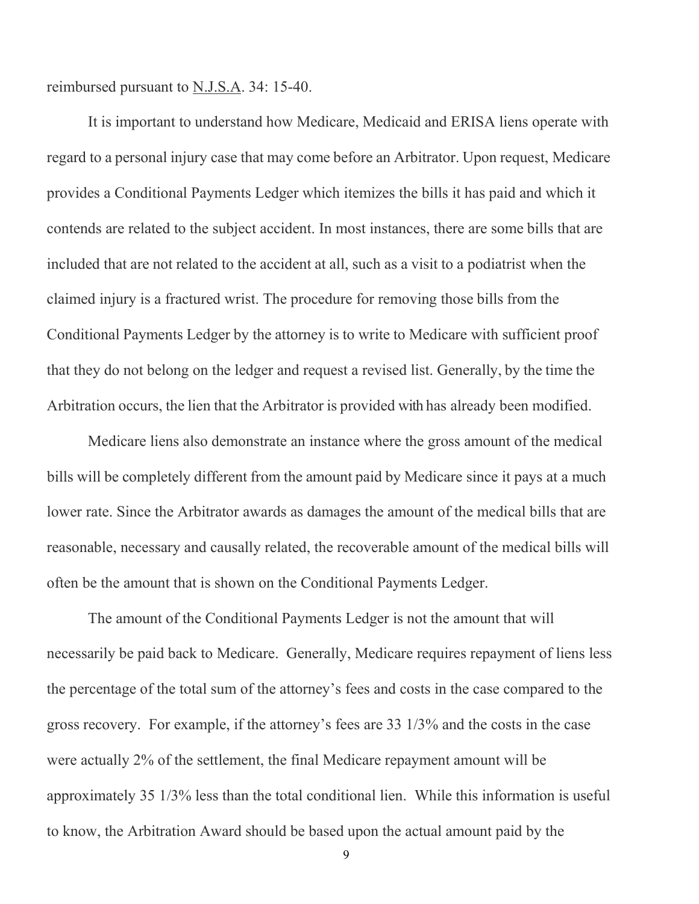reimbursed pursuant to N.J.S.A. 34: 15-40.

It is important to understand how Medicare, Medicaid and ERISA liens operate with regard to a personal injury case that may come before an Arbitrator. Upon request, Medicare provides a Conditional Payments Ledger which itemizes the bills it has paid and which it contends are related to the subject accident. In most instances, there are some bills that are included that are not related to the accident at all, such as a visit to a podiatrist when the claimed injury is a fractured wrist. The procedure for removing those bills from the Conditional Payments Ledger by the attorney is to write to Medicare with sufficient proof that they do not belong on the ledger and request a revised list. Generally, by the time the Arbitration occurs, the lien that the Arbitrator is provided with has already been modified.

Medicare liens also demonstrate an instance where the gross amount of the medical bills will be completely different from the amount paid by Medicare since it pays at a much lower rate. Since the Arbitrator awards as damages the amount of the medical bills that are reasonable, necessary and causally related, the recoverable amount of the medical bills will often be the amount that is shown on the Conditional Payments Ledger.

The amount of the Conditional Payments Ledger is not the amount that will necessarily be paid back to Medicare. Generally, Medicare requires repayment of liens less the percentage of the total sum of the attorney's fees and costs in the case compared to the gross recovery. For example, if the attorney's fees are 33 1/3% and the costs in the case were actually 2% of the settlement, the final Medicare repayment amount will be approximately 35 1/3% less than the total conditional lien. While this information is useful to know, the Arbitration Award should be based upon the actual amount paid by the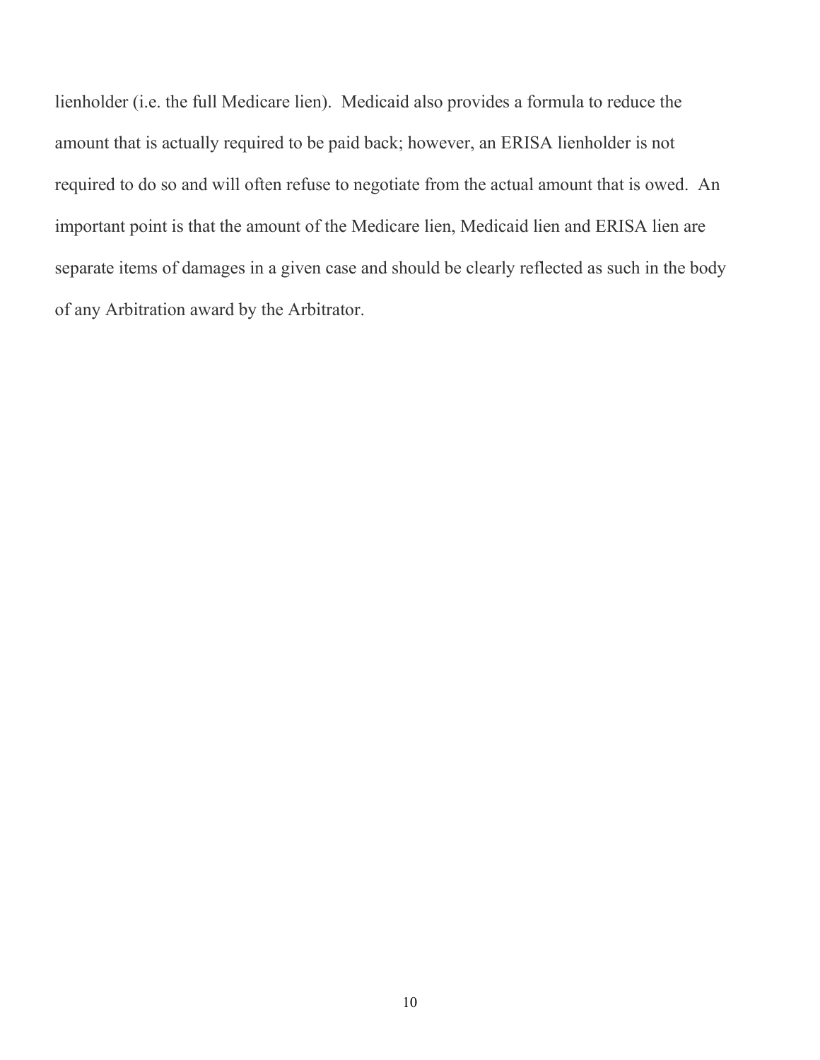lienholder (i.e. the full Medicare lien). Medicaid also provides a formula to reduce the amount that is actually required to be paid back; however, an ERISA lienholder is not required to do so and will often refuse to negotiate from the actual amount that is owed. An important point is that the amount of the Medicare lien, Medicaid lien and ERISA lien are separate items of damages in a given case and should be clearly reflected as such in the body of any Arbitration award by the Arbitrator.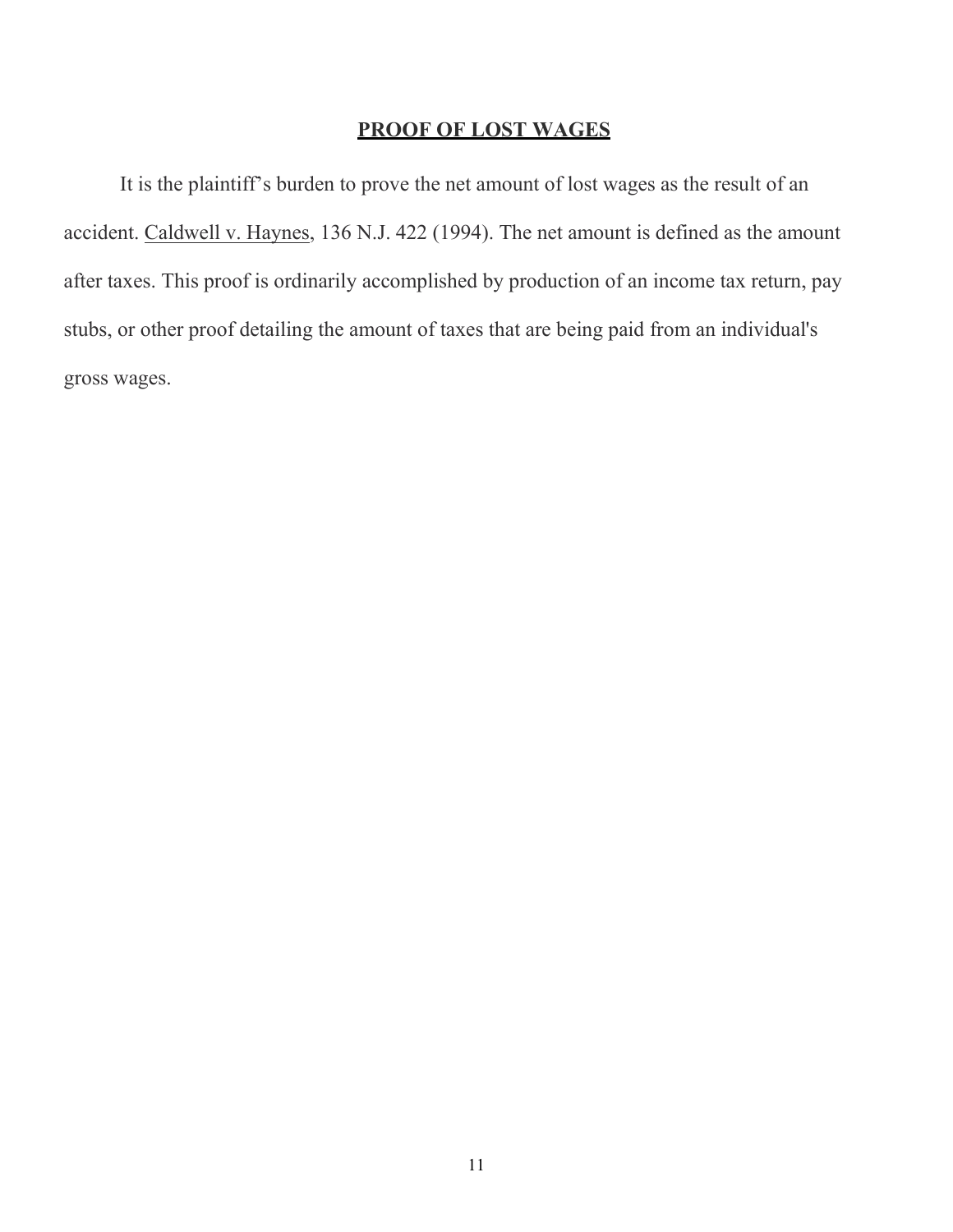## PROOF OF LOST WAGES

It is the plaintiff's burden to prove the net amount of lost wages as the result of an accident. Caldwell v. Haynes, 136 N.J. 422 (1994). The net amount is defined as the amount after taxes. This proof is ordinarily accomplished by production of an income tax return, pay stubs, or other proof detailing the amount of taxes that are being paid from an individual's gross wages.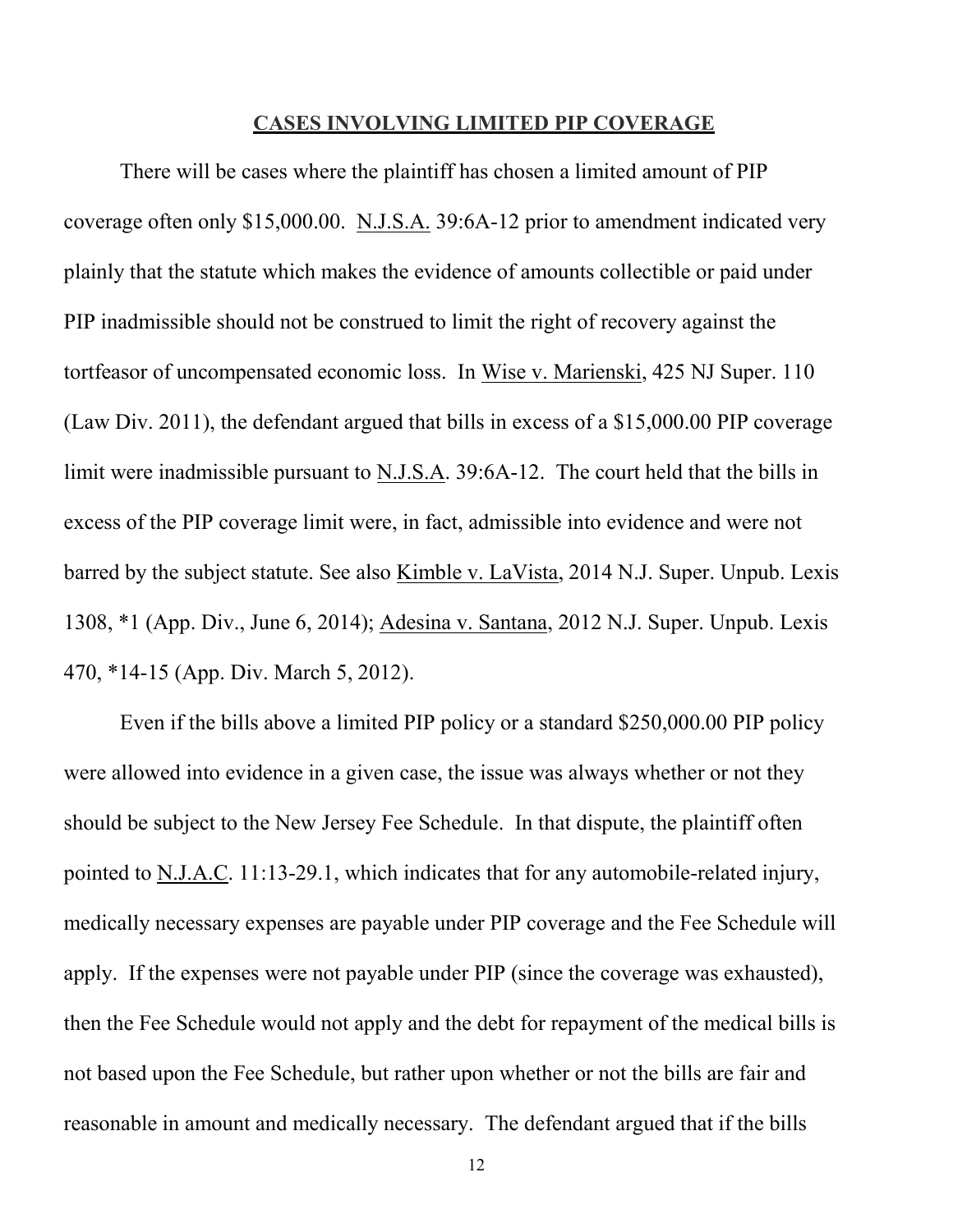## CASES INVOLVING LIMITED PIP COVERAGE

There will be cases where the plaintiff has chosen a limited amount of PIP coverage often only $15,000.00. N.J.S.A. 39:6A-12 prior to amendment indicated very plainly that the statute which makes the evidence of amounts collectible or paid under PIP inadmissible should not be construed to limit the right of recovery against the tortfeasor of uncompensated economic loss. In Wise v. Marienski, 425 NJ Super. 110 (Law Div. 2011), the defendant argued that bills in excess of a $15,000.00 PIP coverage limit were inadmissible pursuant to N.J.S.A. 39:6A-12. The court held that the bills in excess of the PIP coverage limit were, in fact, admissible into evidence and were not barred by the subject statute. See also Kimble v. LaVista, 2014 N.J. Super. Unpub. Lexis 1308, *1 (App. Div., June 6, 2014); Adesina v. Santana, 2012 N.J. Super. Unpub. Lexis 470, *14-15 (App. Div. March 5, 2012).

Even if the bills above a limited PIP policy or a standard $250,000.00 PIP policy were allowed into evidence in a given case, the issue was always whether or not they should be subject to the New Jersey Fee Schedule. In that dispute, the plaintiff often pointed to N.J.A.C. 11:13-29.1, which indicates that for any automobile-related injury, medically necessary expenses are payable under PIP coverage and the Fee Schedule will apply. If the expenses were not payable under PIP (since the coverage was exhausted), then the Fee Schedule would not apply and the debt for repayment of the medical bills is not based upon the Fee Schedule, but rather upon whether or not the bills are fair and reasonable in amount and medically necessary. The defendant argued that if the bills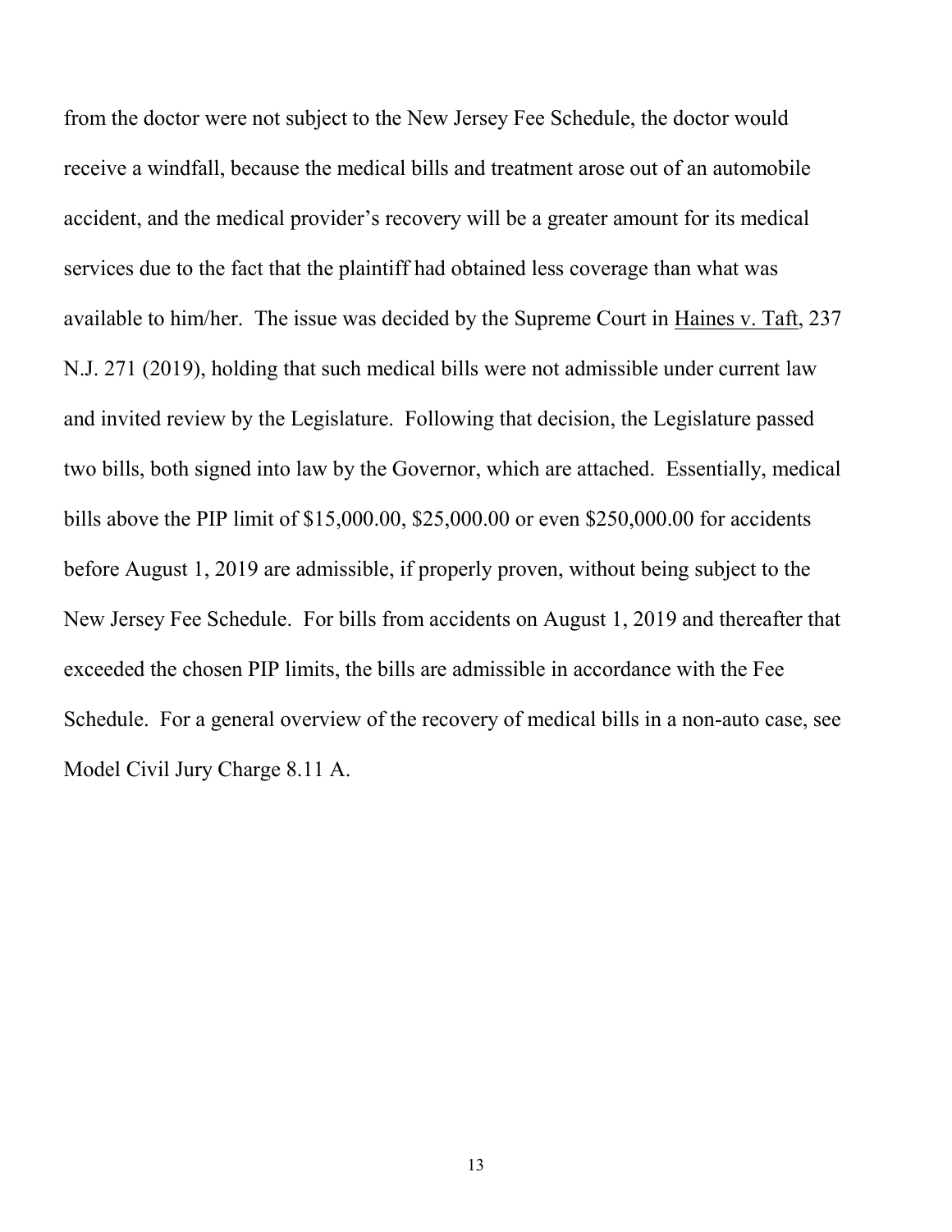from the doctor were not subject to the New Jersey Fee Schedule, the doctor would receive a windfall, because the medical bills and treatment arose out of an automobile accident, and the medical provider's recovery will be a greater amount for its medical services due to the fact that the plaintiff had obtained less coverage than what was available to him/her. The issue was decided by the Supreme Court in Haines v. Taft, 237 N.J. 271 (2019), holding that such medical bills were not admissible under current law and invited review by the Legislature. Following that decision, the Legislature passed two bills, both signed into law by the Governor, which are attached. Essentially, medical bills above the PIP limit of $15,000.00, $25,000.00 or even $250,000.00 for accidents before August 1, 2019 are admissible, if properly proven, without being subject to the New Jersey Fee Schedule. For bills from accidents on August 1, 2019 and thereafter that exceeded the chosen PIP limits, the bills are admissible in accordance with the Fee Schedule. For a general overview of the recovery of medical bills in a non-auto case, see Model Civil Jury Charge 8.11 A.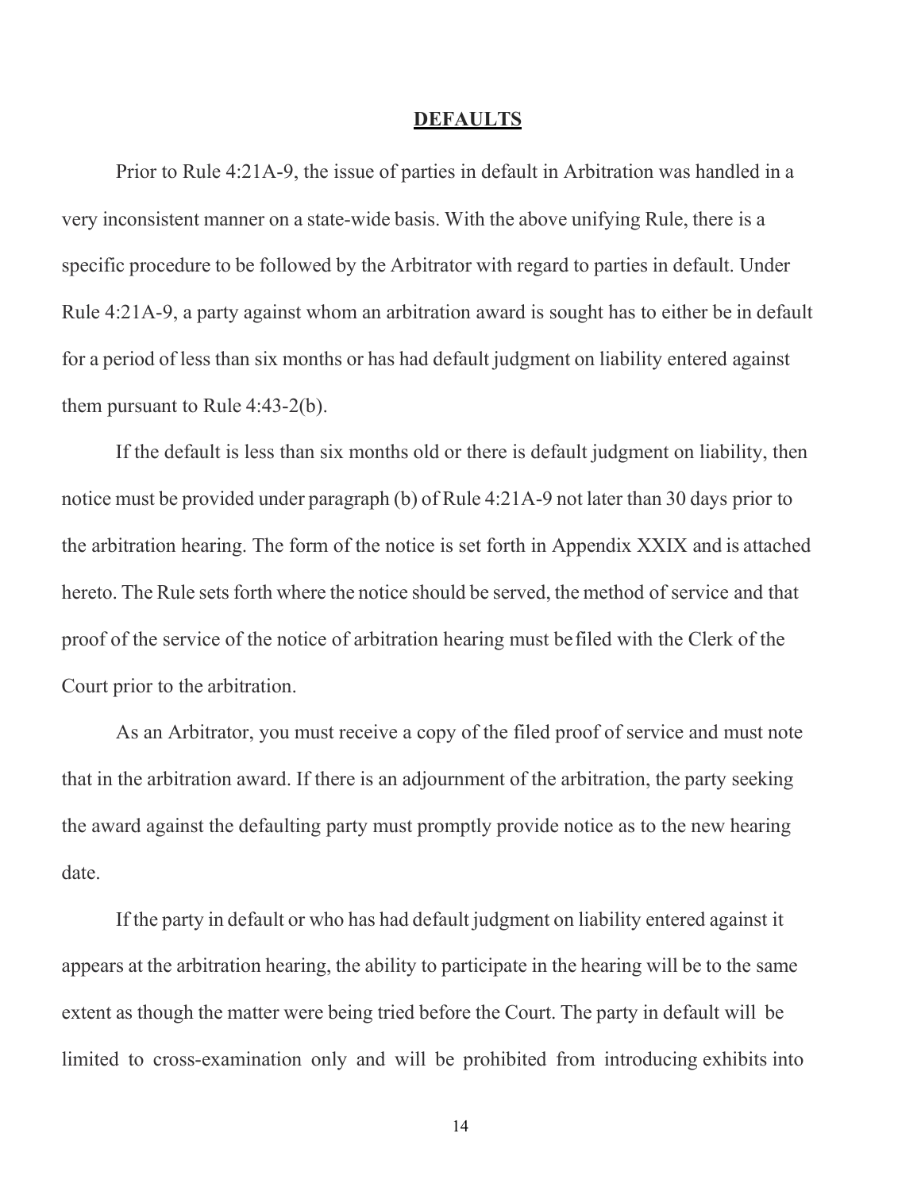## DEFAULTS

Prior to Rule 4:21A-9, the issue of parties in default in Arbitration was handled in a very inconsistent manner on a state-wide basis. With the above unifying Rule, there is a specific procedure to be followed by the Arbitrator with regard to parties in default. Under Rule 4:21A-9, a party against whom an arbitration award is sought has to either be in default for a period of less than six months or has had default judgment on liability entered against them pursuant to Rule 4:43-2(b).

If the default is less than six months old or there is default judgment on liability, then notice must be provided under paragraph (b) of Rule 4:21A-9 not later than 30 days prior to the arbitration hearing. The form of the notice is set forth in Appendix XXIX and is attached hereto. The Rule sets forth where the notice should be served, the method of service and that proof of the service of the notice of arbitration hearing must be filed with the Clerk of the Court prior to the arbitration.

As an Arbitrator, you must receive a copy of the filed proof of service and must note that in the arbitration award. If there is an adjournment of the arbitration, the party seeking the award against the defaulting party must promptly provide notice as to the new hearing date.

If the party in default or who has had default judgment on liability entered against it appears at the arbitration hearing, the ability to participate in the hearing will be to the same extent as though the matter were being tried before the Court. The party in default will be limited to cross-examination only and will be prohibited from introducing exhibits into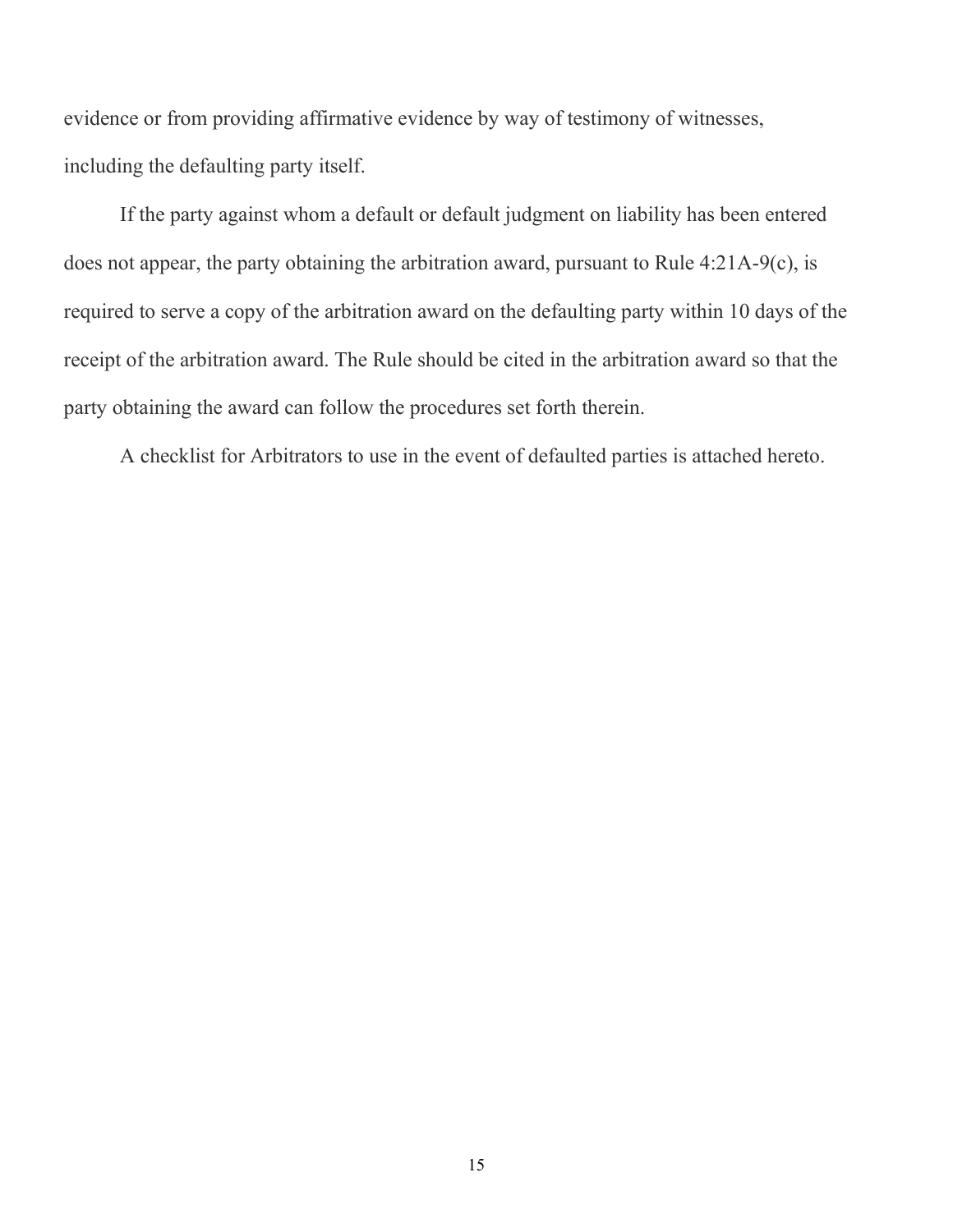evidence or from providing affirmative evidence by way of testimony of witnesses, including the defaulting party itself.

If the party against whom a default or default judgment on liability has been entered does not appear, the party obtaining the arbitration award, pursuant to Rule 4:21A-9(c), is required to serve a copy of the arbitration award on the defaulting party within 10 days of the receipt of the arbitration award. The Rule should be cited in the arbitration award so that the party obtaining the award can follow the procedures set forth therein.

A checklist for Arbitrators to use in the event of defaulted parties is attached hereto.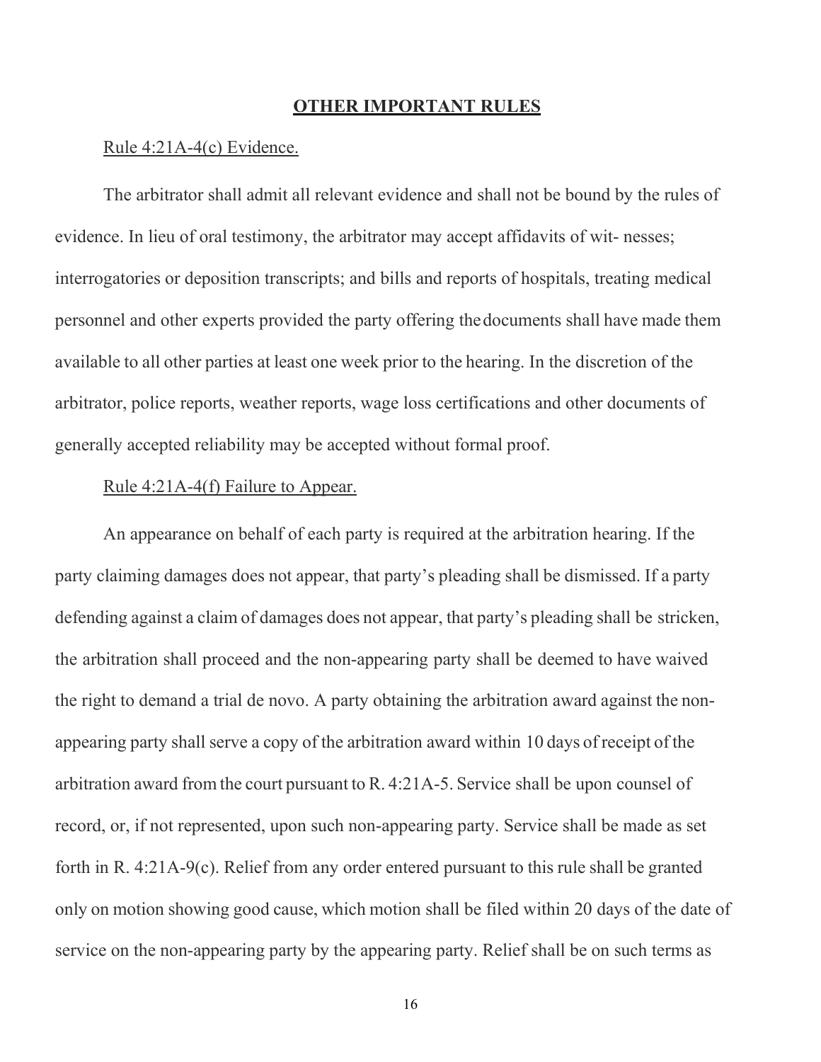## OTHER IMPORTANT RULES

Rule 4:21A-4(c) Evidence.

The arbitrator shall admit all relevant evidence and shall not be bound by the rules of evidence. In lieu of oral testimony, the arbitrator may accept affidavits of wit- nesses; interrogatories or deposition transcripts; and bills and reports of hospitals, treating medical personnel and other experts provided the party offering the documents shall have made them available to all other parties at least one week prior to the hearing. In the discretion of the arbitrator, police reports, weather reports, wage loss certifications and other documents of generally accepted reliability may be accepted without formal proof.

Rule 4:21A-4(f) Failure to Appear.

An appearance on behalf of each party is required at the arbitration hearing. If the party claiming damages does not appear, that party's pleading shall be dismissed. If a party defending against a claim of damages does not appear, that party's pleading shall be stricken, the arbitration shall proceed and the non-appearing party shall be deemed to have waived the right to demand a trial de novo. A party obtaining the arbitration award against the non-appearing party shall serve a copy of the arbitration award within 10 days of receipt of the arbitration award from the court pursuant to R. 4:21A-5. Service shall be upon counsel of record, or, if not represented, upon such non-appearing party. Service shall be made as set forth in R. 4:21A-9(c). Relief from any order entered pursuant to this rule shall be granted only on motion showing good cause, which motion shall be filed within 20 days of the date of service on the non-appearing party by the appearing party. Relief shall be on such terms as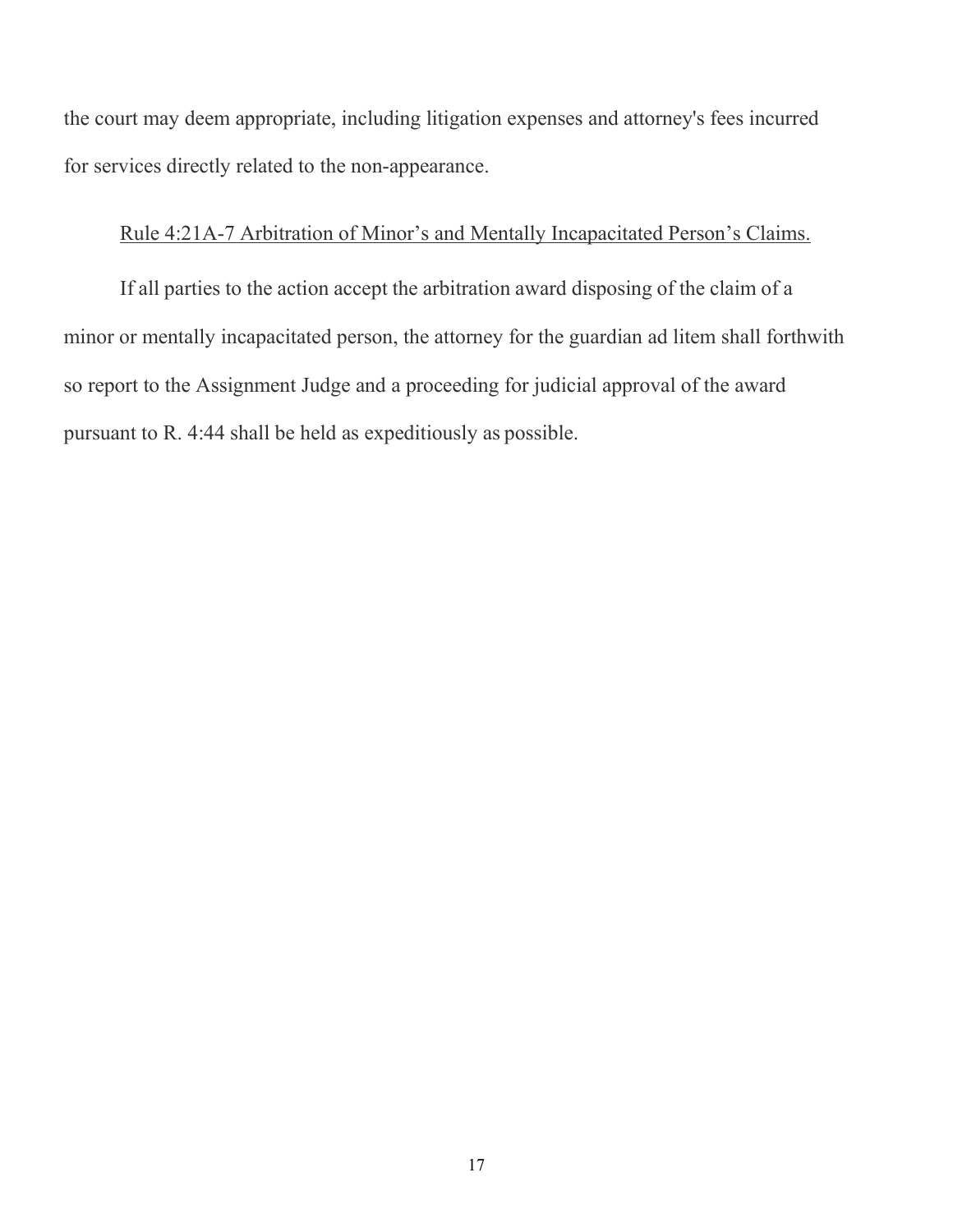the court may deem appropriate, including litigation expenses and attorney's fees incurred for services directly related to the non-appearance.

Rule 4:21A-7 Arbitration of Minor's and Mentally Incapacitated Person's Claims.

If all parties to the action accept the arbitration award disposing of the claim of a minor or mentally incapacitated person, the attorney for the guardian ad litem shall forthwith so report to the Assignment Judge and a proceeding for judicial approval of the award pursuant to R. 4:44 shall be held as expeditiously as possible.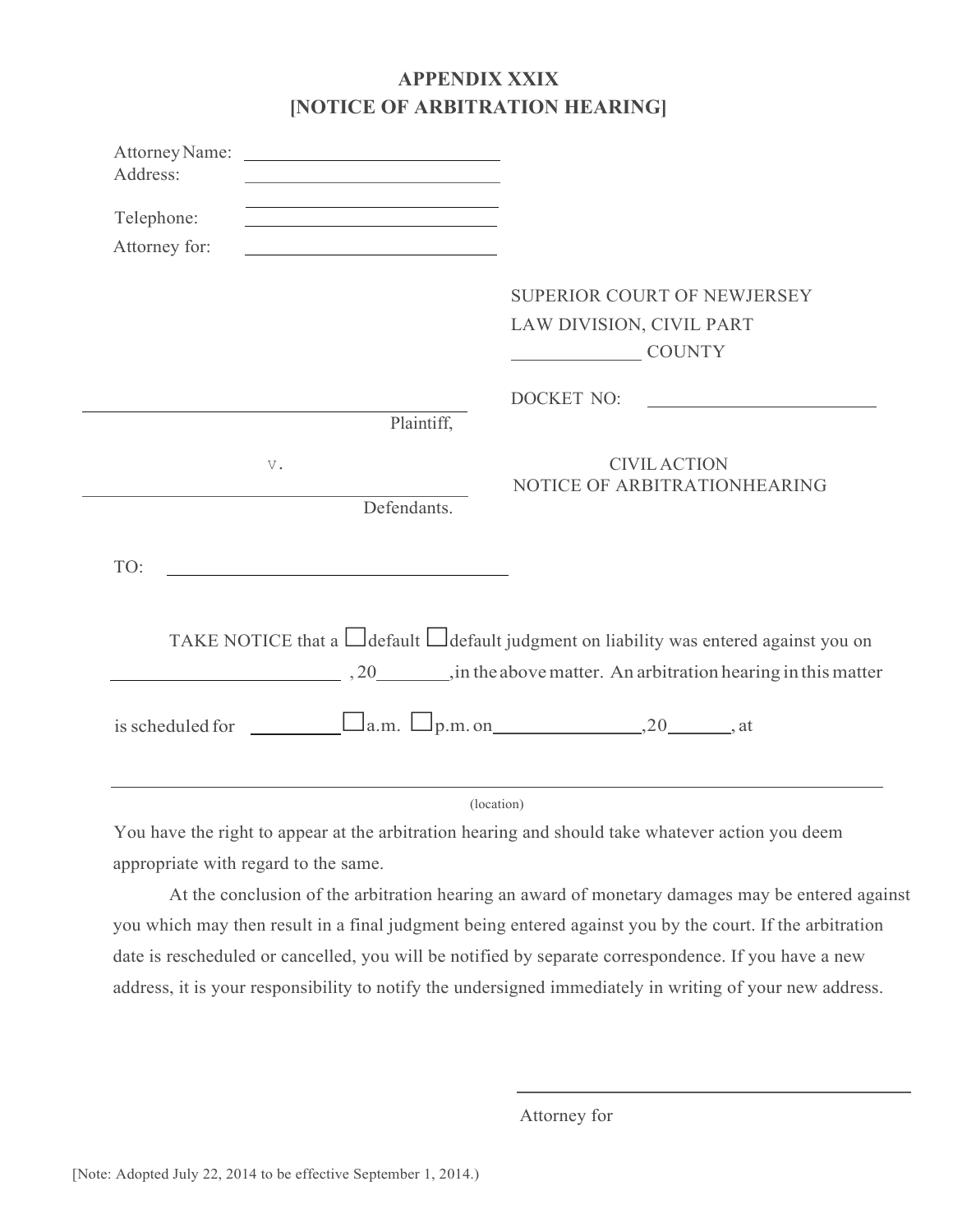# APPENDIX XXIX
# [NOTICE OF ARBITRATION HEARING]

Attorney Name: \_\_\_\_\_\_\_\_\_\_\_\_\_\_\_\_\_\_\_\_\_\_\_\_\_\_\_\_
Address: \_\_\_\_\_\_\_\_\_\_\_\_\_\_\_\_\_\_\_\_\_\_\_\_\_\_\_\_
\_\_\_\_\_\_\_\_\_\_\_\_\_\_\_\_\_\_\_\_\_\_\_\_\_\_\_\_
Telephone: \_\_\_\_\_\_\_\_\_\_\_\_\_\_\_\_\_\_\_\_\_\_\_\_\_\_\_\_
Attorney for: \_\_\_\_\_\_\_\_\_\_\_\_\_\_\_\_\_\_\_\_\_\_\_\_\_\_\_\_

SUPERIOR COURT OF NEWJERSEY
LAW DIVISION, CIVIL PART
\_\_\_\_\_\_\_\_\_\_\_\_\_ COUNTY

DOCKET NO: \_\_\_\_\_\_\_\_\_\_\_\_\_\_\_\_\_\_\_\_\_\_\_\_

\_\_\_\_\_\_\_\_\_\_\_\_\_\_\_\_\_\_\_\_\_\_\_\_\_\_\_\_\_\_\_\_\_\_\_\_\_\_\_\_
Plaintiff,

v.

\_\_\_\_\_\_\_\_\_\_\_\_\_\_\_\_\_\_\_\_\_\_\_\_\_\_\_\_\_\_\_\_\_\_\_\_\_\_\_\_
Defendants.

CIVIL ACTION
NOTICE OF ARBITRATIONHEARING

TO: \_\_\_\_\_\_\_\_\_\_\_\_\_\_\_\_\_\_\_\_\_\_\_\_\_\_\_\_\_\_\_\_\_\_\_\_\_\_

TAKE NOTICE that a ☐default ☐default judgment on liability was entered against you on \_\_\_\_\_\_\_\_\_\_\_\_\_\_\_\_\_\_\_\_\_\_\_\_ , 20\_\_\_\_\_\_\_,in the above matter. An arbitration hearing in this matter is scheduled for \_\_\_\_\_\_\_\_\_ ☐a.m. ☐p.m. on\_\_\_\_\_\_\_\_\_\_\_\_\_\_\_,20\_\_\_\_\_\_, at

\_\_\_\_\_\_\_\_\_\_\_\_\_\_\_\_\_\_\_\_\_\_\_\_\_\_\_\_\_\_\_\_\_\_\_\_\_\_\_\_\_\_\_\_\_\_\_\_\_\_\_\_\_\_\_\_\_\_\_\_\_\_\_\_\_\_\_\_\_\_\_\_\_\_\_\_
(location)

You have the right to appear at the arbitration hearing and should take whatever action you deem appropriate with regard to the same.

At the conclusion of the arbitration hearing an award of monetary damages may be entered against you which may then result in a final judgment being entered against you by the court. If the arbitration date is rescheduled or cancelled, you will be notified by separate correspondence. If you have a new address, it is your responsibility to notify the undersigned immediately in writing of your new address.

\_\_\_\_\_\_\_\_\_\_\_\_\_\_\_\_\_\_\_\_\_\_\_\_\_\_\_\_\_\_\_\_\_\_\_\_\_\_\_\_
Attorney for

[Note: Adopted July 22, 2014 to be effective September 1, 2014.)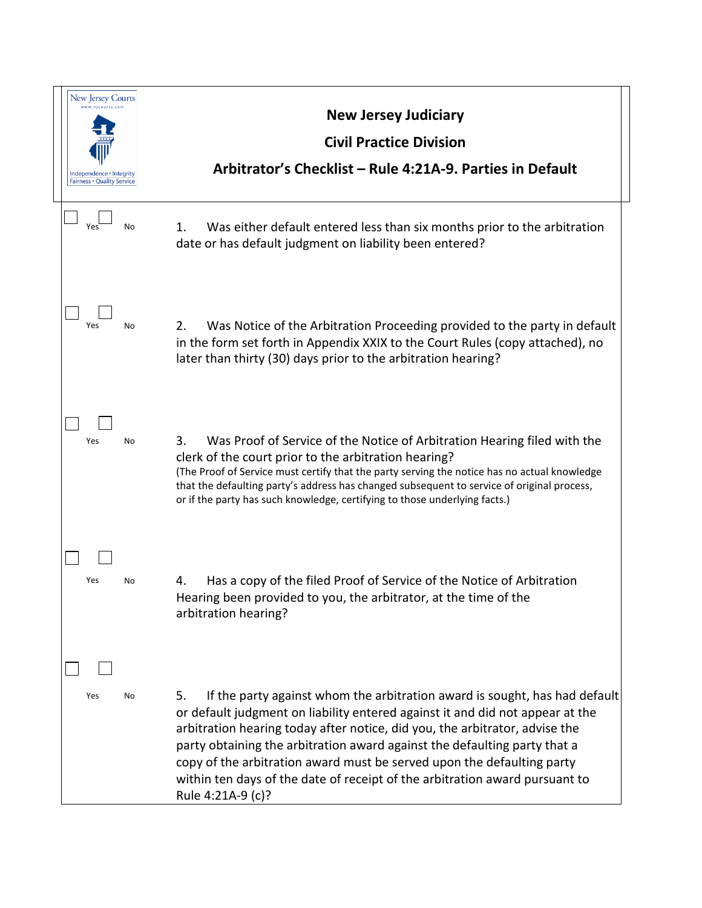New Jersey Courts
www.njcourts.com
Independence • Integrity
Fairness • Quality Service

# New Jersey Judiciary

## Civil Practice Division

## Arbitrator's Checklist – Rule 4:21A-9. Parties in Default

| Yes | No | Question |
|---|---|---|
| ☐ | ☐ | 1. Was either default entered less than six months prior to the arbitration date or has default judgment on liability been entered? |
| ☐ | ☐ | 2. Was Notice of the Arbitration Proceeding provided to the party in default in the form set forth in Appendix XXIX to the Court Rules (copy attached), no later than thirty (30) days prior to the arbitration hearing? |
| ☐ | ☐ | 3. Was Proof of Service of the Notice of Arbitration Hearing filed with the clerk of the court prior to the arbitration hearing? (The Proof of Service must certify that the party serving the notice has no actual knowledge that the defaulting party's address has changed subsequent to service of original process, or if the party has such knowledge, certifying to those underlying facts.) |
| ☐ | ☐ | 4. Has a copy of the filed Proof of Service of the Notice of Arbitration Hearing been provided to you, the arbitrator, at the time of the arbitration hearing? |
| ☐ | ☐ | 5. If the party against whom the arbitration award is sought, has had default or default judgment on liability entered against it and did not appear at the arbitration hearing today after notice, did you, the arbitrator, advise the party obtaining the arbitration award against the defaulting party that a copy of the arbitration award must be served upon the defaulting party within ten days of the date of receipt of the arbitration award pursuant to Rule 4:21A-9 (c)? |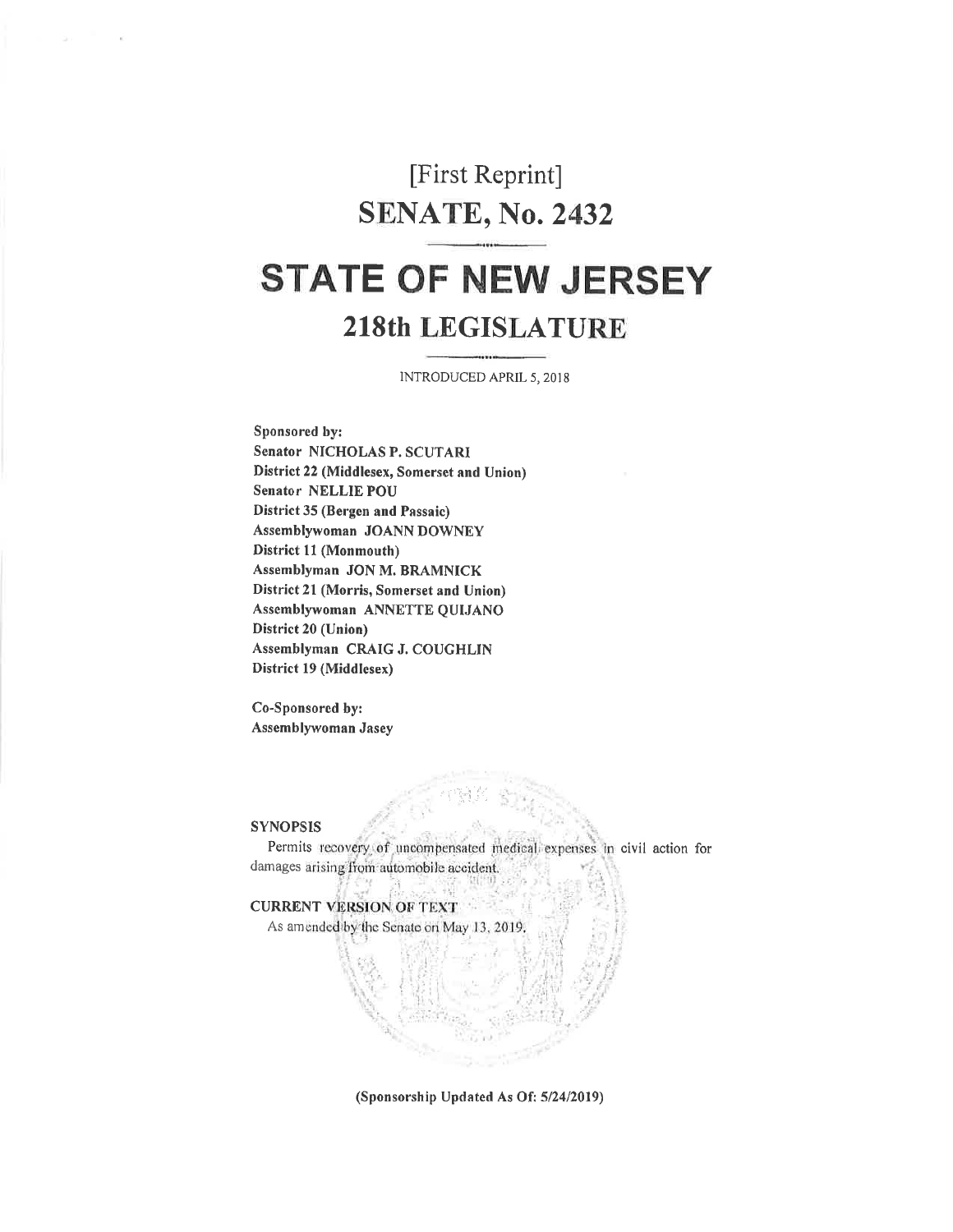# [First Reprint]

# SENATE, No. 2432

# STATE OF NEW JERSEY

## 218th LEGISLATURE

INTRODUCED APRIL 5, 2018

**Sponsored by:**
**Senator NICHOLAS P. SCUTARI**
**District 22 (Middlesex, Somerset and Union)**
**Senator NELLIE POU**
**District 35 (Bergen and Passaic)**
**Assemblywoman JOANN DOWNEY**
**District 11 (Monmouth)**
**Assemblyman JON M. BRAMNICK**
**District 21 (Morris, Somerset and Union)**
**Assemblywoman ANNETTE QUIJANO**
**District 20 (Union)**
**Assemblyman CRAIG J. COUGHLIN**
**District 19 (Middlesex)**

**Co-Sponsored by:**
**Assemblywoman Jasey**

**SYNOPSIS**

Permits recovery of uncompensated medical expenses in civil action for damages arising from automobile accident.

**CURRENT VERSION OF TEXT**

As amended by the Senate on May 13, 2019.

**(Sponsorship Updated As Of: 5/24/2019)**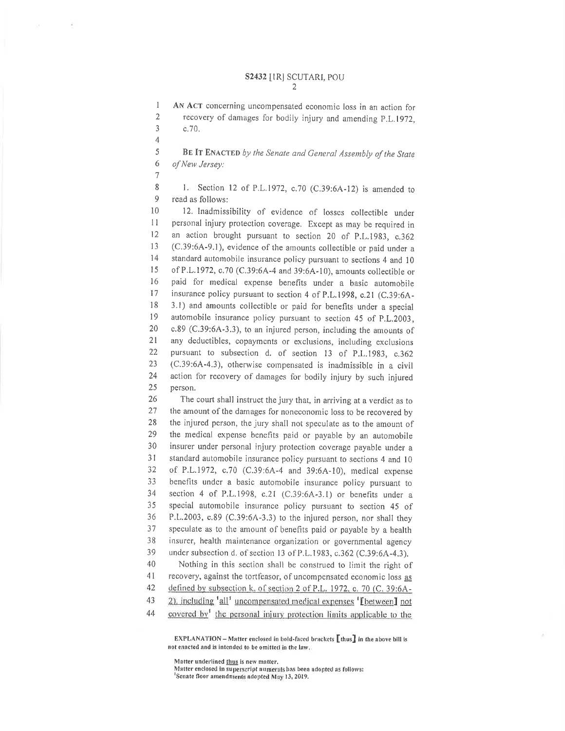**S2432** [1R] SCUTARI, POU

AN ACT concerning uncompensated economic loss in an action for recovery of damages for bodily injury and amending P.L.1972, c.70.

BE IT ENACTED *by the Senate and General Assembly of the State of New Jersey:*

1. Section 12 of P.L.1972, c.70 (C.39:6A-12) is amended to read as follows:

12. Inadmissibility of evidence of losses collectible under personal injury protection coverage. Except as may be required in an action brought pursuant to section 20 of P.L.1983, c.362 (C.39:6A-9.1), evidence of the amounts collectible or paid under a standard automobile insurance policy pursuant to sections 4 and 10 of P.L.1972, c.70 (C.39:6A-4 and 39:6A-10), amounts collectible or paid for medical expense benefits under a basic automobile insurance policy pursuant to section 4 of P.L.1998, c.21 (C.39:6A-3.1) and amounts collectible or paid for benefits under a special automobile insurance policy pursuant to section 45 of P.L.2003, c.89 (C.39:6A-3.3), to an injured person, including the amounts of any deductibles, copayments or exclusions, including exclusions pursuant to subsection d. of section 13 of P.L.1983, c.362 (C.39:6A-4.3), otherwise compensated is inadmissible in a civil action for recovery of damages for bodily injury by such injured person.

The court shall instruct the jury that, in arriving at a verdict as to the amount of the damages for noneconomic loss to be recovered by the injured person, the jury shall not speculate as to the amount of the medical expense benefits paid or payable by an automobile insurer under personal injury protection coverage payable under a standard automobile insurance policy pursuant to sections 4 and 10 of P.L.1972, c.70 (C.39:6A-4 and 39:6A-10), medical expense benefits under a basic automobile insurance policy pursuant to section 4 of P.L.1998, c.21 (C.39:6A-3.1) or benefits under a special automobile insurance policy pursuant to section 45 of P.L.2003, c.89 (C.39:6A-3.3) to the injured person, nor shall they speculate as to the amount of benefits paid or payable by a health insurer, health maintenance organization or governmental agency under subsection d. of section 13 of P.L.1983, c.362 (C.39:6A-4.3).

Nothing in this section shall be construed to limit the right of recovery, against the tortfeasor, of uncompensated economic loss <u>as defined by subsection k. of section 2 of P.L. 1972, c. 70 (C. 39:6A-2), including</u> [1]<u>all</u>[1] <u>uncompensated medical expenses</u> [1][between] <u>not covered by</u>[1] <u>the personal injury protection limits applicable to the</u>

---

**EXPLANATION** – Matter enclosed in bold-faced brackets **[thus]** in the above bill is not enacted and is intended to be omitted in the law.

Matter underlined <u>thus</u> is new matter.
Matter enclosed in superscript numerals has been adopted as follows:
[1]Senate floor amendments adopted May 13, 2019.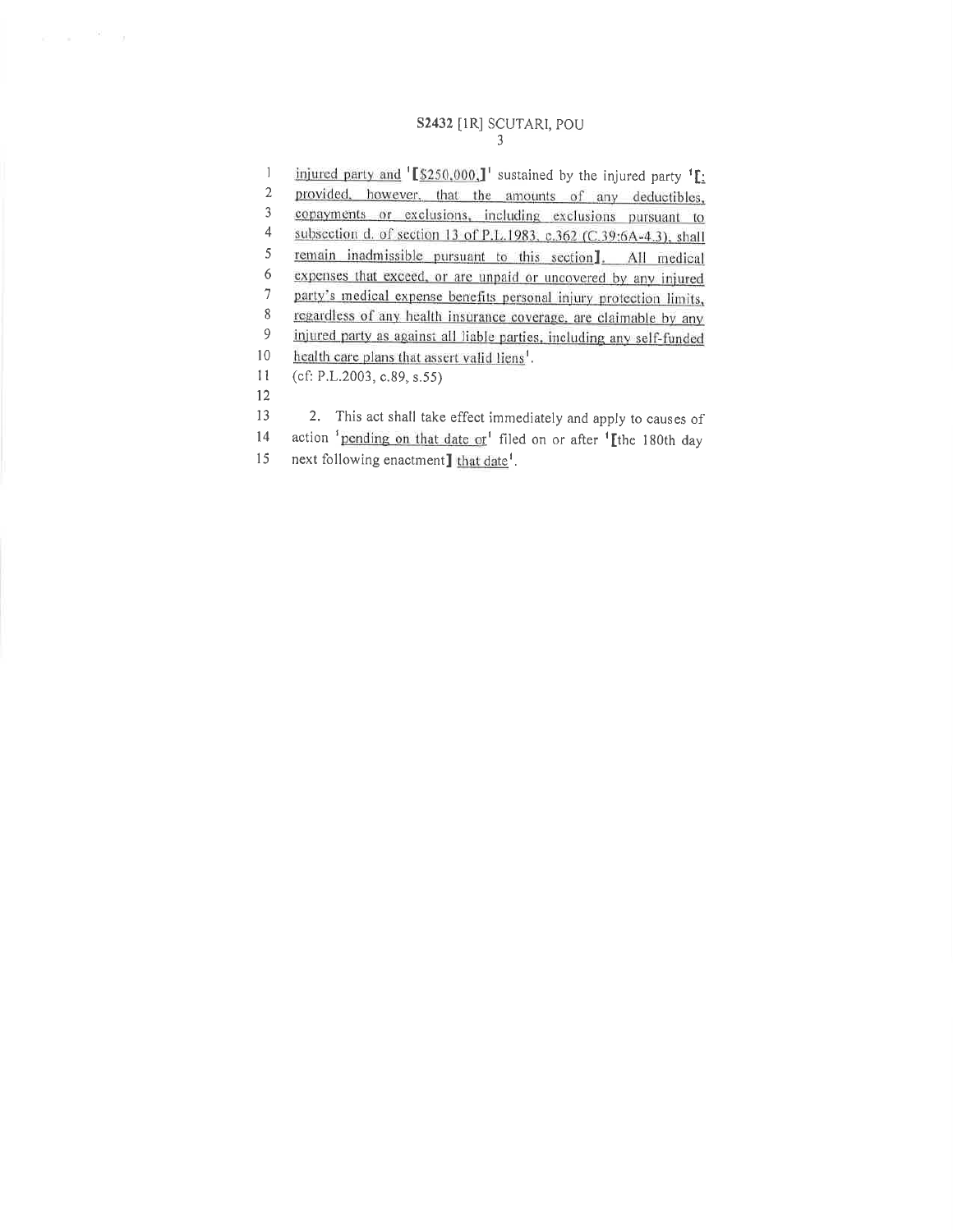injured party and [1][$250,000,][1] sustained by the injured party [1][; provided, however, that the amounts of any deductibles, copayments or exclusions, including exclusions pursuant to subsection d. of section 13 of P.L.1983, c.362 (C.39:6A-4.3), shall remain inadmissible pursuant to this section]. All medical expenses that exceed, or are unpaid or uncovered by any injured party's medical expense benefits personal injury protection limits, regardless of any health insurance coverage, are claimable by any injured party as against all liable parties, including any self-funded health care plans that assert valid liens[1].

(cf: P.L.2003, c.89, s.55)

2. This act shall take effect immediately and apply to causes of action [1]pending on that date or[1] filed on or after [1][the 180th day next following enactment] that date[1].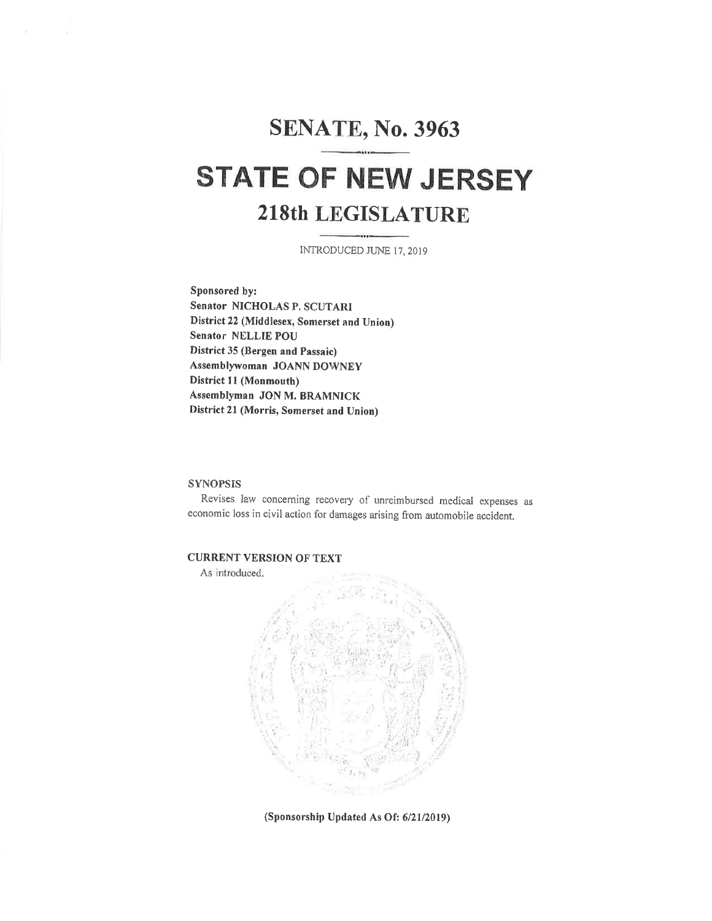# SENATE, No. 3963

# STATE OF NEW JERSEY

## 218th LEGISLATURE

INTRODUCED JUNE 17, 2019

**Sponsored by:**
**Senator NICHOLAS P. SCUTARI**
**District 22 (Middlesex, Somerset and Union)**
**Senator NELLIE POU**
**District 35 (Bergen and Passaic)**
**Assemblywoman JOANN DOWNEY**
**District 11 (Monmouth)**
**Assemblyman JON M. BRAMNICK**
**District 21 (Morris, Somerset and Union)**

**SYNOPSIS**

Revises law concerning recovery of unreimbursed medical expenses as economic loss in civil action for damages arising from automobile accident.

**CURRENT VERSION OF TEXT**

As introduced.

**(Sponsorship Updated As Of: 6/21/2019)**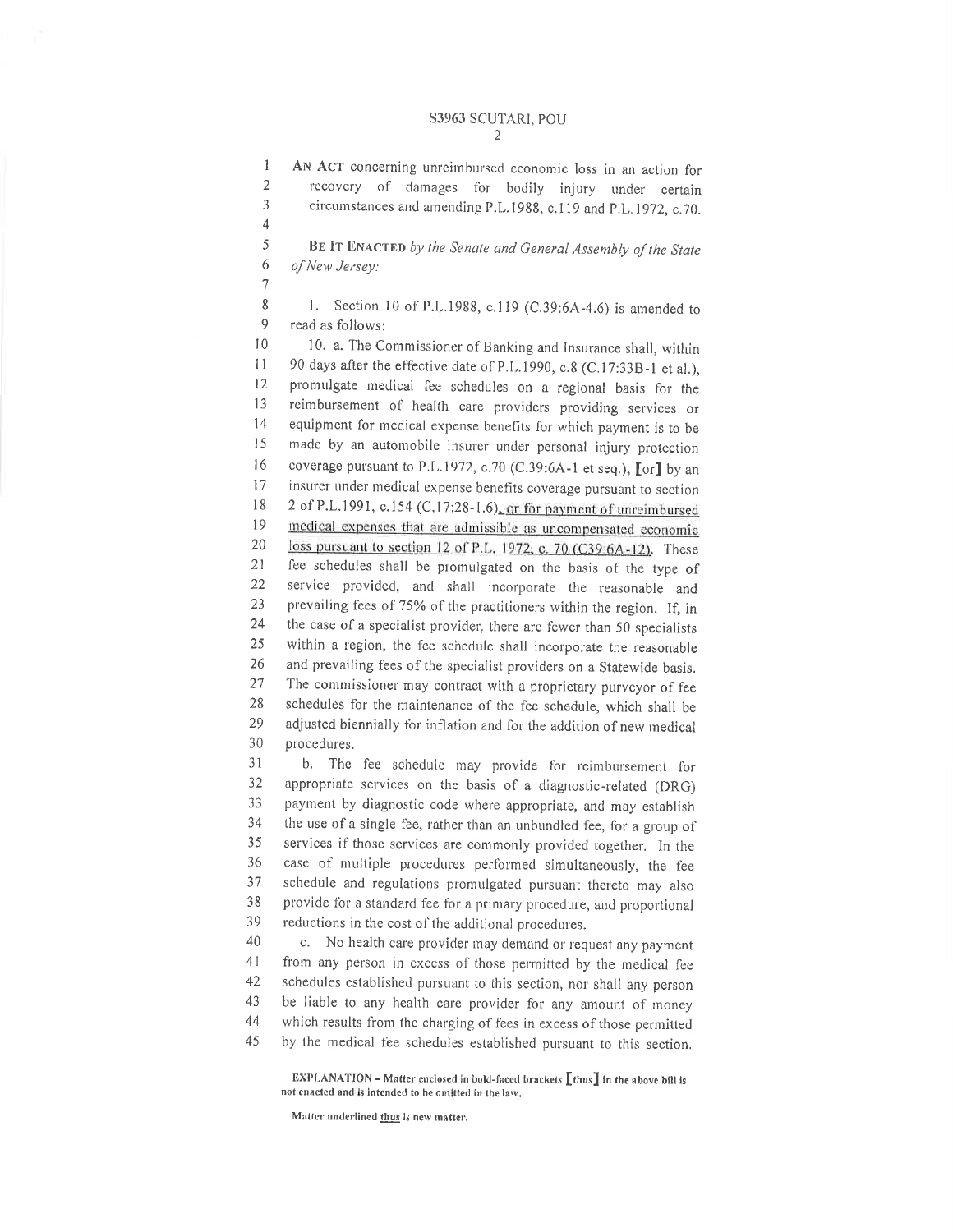AN ACT concerning unreimbursed economic loss in an action for recovery of damages for bodily injury under certain circumstances and amending P.L.1988, c.119 and P.L.1972, c.70.

**BE IT ENACTED** *by the Senate and General Assembly of the State of New Jersey:*

1. Section 10 of P.L.1988, c.119 (C.39:6A-4.6) is amended to read as follows:

10. a. The Commissioner of Banking and Insurance shall, within 90 days after the effective date of P.L.1990, c.8 (C.17:33B-1 et al.), promulgate medical fee schedules on a regional basis for the reimbursement of health care providers providing services or equipment for medical expense benefits for which payment is to be made by an automobile insurer under personal injury protection coverage pursuant to P.L.1972, c.70 (C.39:6A-1 et seq.), **[**or**]** by an insurer under medical expense benefits coverage pursuant to section 2 of P.L.1991, c.154 (C.17:28-1.6), or for payment of unreimbursed medical expenses that are admissible as uncompensated economic loss pursuant to section 12 of P.L. 1972, c. 70 (C39:6A-12). These fee schedules shall be promulgated on the basis of the type of service provided, and shall incorporate the reasonable and prevailing fees of 75% of the practitioners within the region. If, in the case of a specialist provider, there are fewer than 50 specialists within a region, the fee schedule shall incorporate the reasonable and prevailing fees of the specialist providers on a Statewide basis. The commissioner may contract with a proprietary purveyor of fee schedules for the maintenance of the fee schedule, which shall be adjusted biennially for inflation and for the addition of new medical procedures.

b. The fee schedule may provide for reimbursement for appropriate services on the basis of a diagnostic-related (DRG) payment by diagnostic code where appropriate, and may establish the use of a single fee, rather than an unbundled fee, for a group of services if those services are commonly provided together. In the case of multiple procedures performed simultaneously, the fee schedule and regulations promulgated pursuant thereto may also provide for a standard fee for a primary procedure, and proportional reductions in the cost of the additional procedures.

c. No health care provider may demand or request any payment from any person in excess of those permitted by the medical fee schedules established pursuant to this section, nor shall any person be liable to any health care provider for any amount of money which results from the charging of fees in excess of those permitted by the medical fee schedules established pursuant to this section.

EXPLANATION – Matter enclosed in bold-faced brackets **[**thus**]** in the above bill is not enacted and is intended to be omitted in the law.

Matter underlined thus is new matter.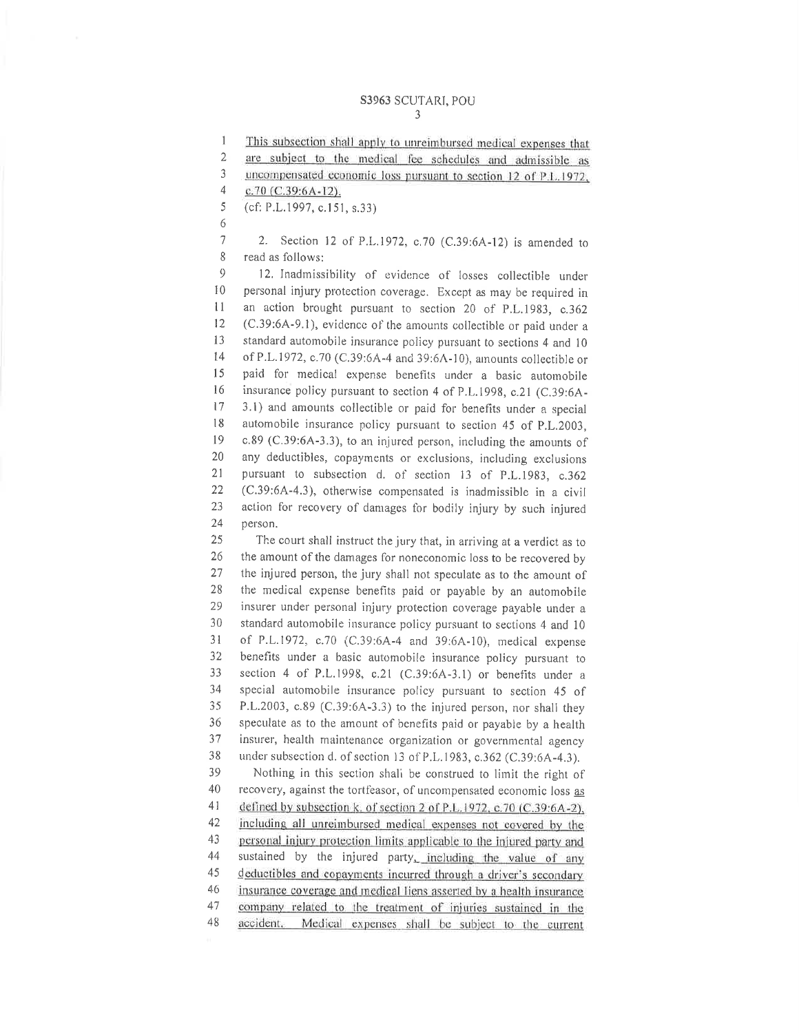This subsection shall apply to unreimbursed medical expenses that are subject to the medical fee schedules and admissible as uncompensated economic loss pursuant to section 12 of P.L.1972, c.70 (C.39:6A-12).

(cf: P.L.1997, c.151, s.33)

2. Section 12 of P.L.1972, c.70 (C.39:6A-12) is amended to read as follows:

12. Inadmissibility of evidence of losses collectible under personal injury protection coverage. Except as may be required in an action brought pursuant to section 20 of P.L.1983, c.362 (C.39:6A-9.1), evidence of the amounts collectible or paid under a standard automobile insurance policy pursuant to sections 4 and 10 of P.L.1972, c.70 (C.39:6A-4 and 39:6A-10), amounts collectible or paid for medical expense benefits under a basic automobile insurance policy pursuant to section 4 of P.L.1998, c.21 (C.39:6A-3.1) and amounts collectible or paid for benefits under a special automobile insurance policy pursuant to section 45 of P.L.2003, c.89 (C.39:6A-3.3), to an injured person, including the amounts of any deductibles, copayments or exclusions, including exclusions pursuant to subsection d. of section 13 of P.L.1983, c.362 (C.39:6A-4.3), otherwise compensated is inadmissible in a civil action for recovery of damages for bodily injury by such injured person.

The court shall instruct the jury that, in arriving at a verdict as to the amount of the damages for noneconomic loss to be recovered by the injured person, the jury shall not speculate as to the amount of the medical expense benefits paid or payable by an automobile insurer under personal injury protection coverage payable under a standard automobile insurance policy pursuant to sections 4 and 10 of P.L.1972, c.70 (C.39:6A-4 and 39:6A-10), medical expense benefits under a basic automobile insurance policy pursuant to section 4 of P.L.1998, c.21 (C.39:6A-3.1) or benefits under a special automobile insurance policy pursuant to section 45 of P.L.2003, c.89 (C.39:6A-3.3) to the injured person, nor shall they speculate as to the amount of benefits paid or payable by a health insurer, health maintenance organization or governmental agency under subsection d. of section 13 of P.L.1983, c.362 (C.39:6A-4.3).

Nothing in this section shall be construed to limit the right of recovery, against the tortfeasor, of uncompensated economic loss as defined by subsection k. of section 2 of P.L.1972, c.70 (C.39:6A-2), including all unreimbursed medical expenses not covered by the personal injury protection limits applicable to the injured party and sustained by the injured party, including the value of any deductibles and copayments incurred through a driver's secondary insurance coverage and medical liens asserted by a health insurance company related to the treatment of injuries sustained in the accident. Medical expenses shall be subject to the current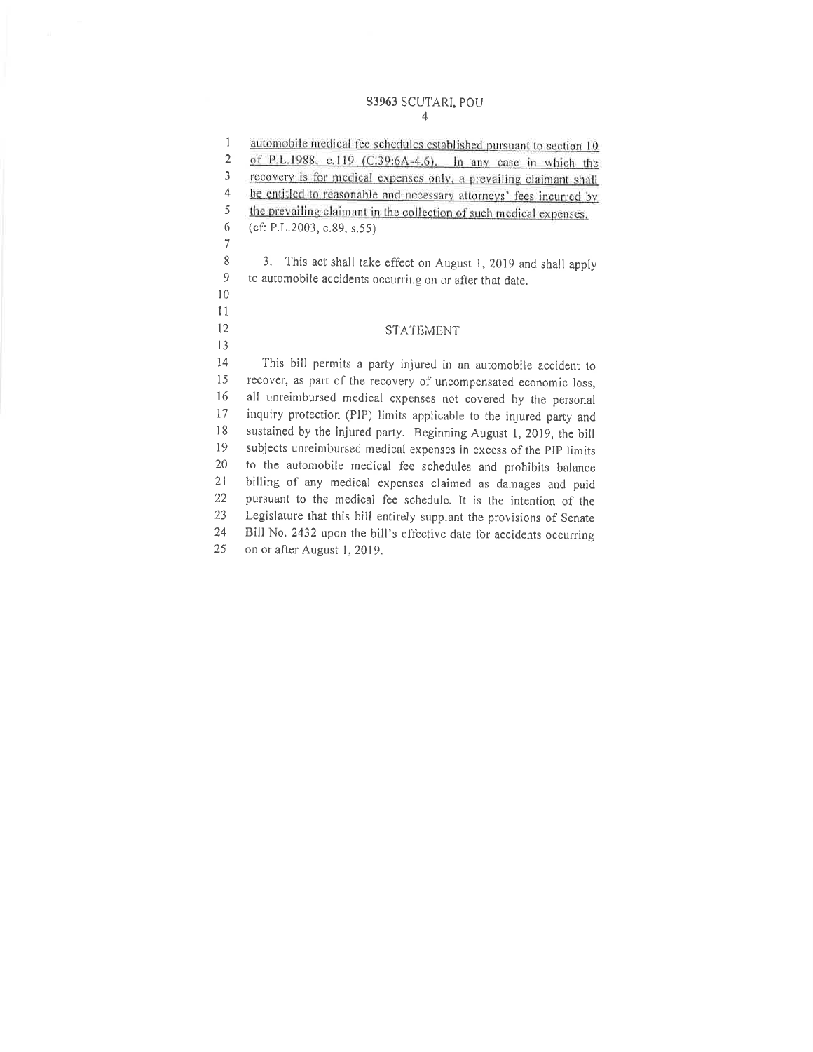automobile medical fee schedules established pursuant to section 10 of P.L.1988, c.119 (C.39:6A-4.6). In any case in which the recovery is for medical expenses only, a prevailing claimant shall be entitled to reasonable and necessary attorneys' fees incurred by the prevailing claimant in the collection of such medical expenses.

(cf: P.L.2003, c.89, s.55)

3. This act shall take effect on August 1, 2019 and shall apply to automobile accidents occurring on or after that date.

## STATEMENT

This bill permits a party injured in an automobile accident to recover, as part of the recovery of uncompensated economic loss, all unreimbursed medical expenses not covered by the personal inquiry protection (PIP) limits applicable to the injured party and sustained by the injured party. Beginning August 1, 2019, the bill subjects unreimbursed medical expenses in excess of the PIP limits to the automobile medical fee schedules and prohibits balance billing of any medical expenses claimed as damages and paid pursuant to the medical fee schedule. It is the intention of the Legislature that this bill entirely supplant the provisions of Senate Bill No. 2432 upon the bill's effective date for accidents occurring on or after August 1, 2019.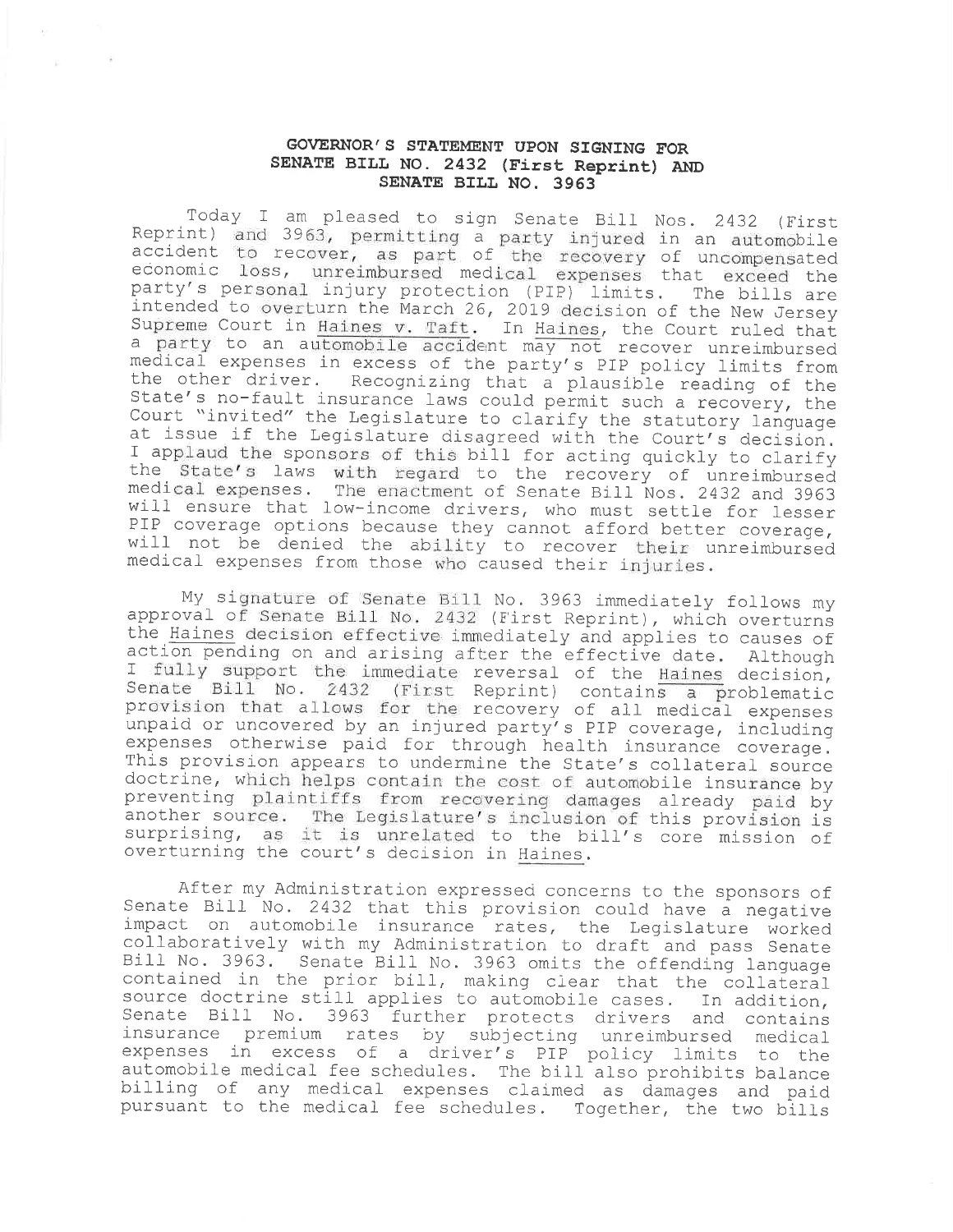# GOVERNOR'S STATEMENT UPON SIGNING FOR SENATE BILL NO. 2432 (First Reprint) AND SENATE BILL NO. 3963

Today I am pleased to sign Senate Bill Nos. 2432 (First Reprint) and 3963, permitting a party injured in an automobile accident to recover, as part of the recovery of uncompensated economic loss, unreimbursed medical expenses that exceed the party's personal injury protection (PIP) limits. The bills are intended to overturn the March 26, 2019 decision of the New Jersey Supreme Court in Haines v. Taft. In Haines, the Court ruled that a party to an automobile accident may not recover unreimbursed medical expenses in excess of the party's PIP policy limits from the other driver. Recognizing that a plausible reading of the State's no-fault insurance laws could permit such a recovery, the Court "invited" the Legislature to clarify the statutory language at issue if the Legislature disagreed with the Court's decision. I applaud the sponsors of this bill for acting quickly to clarify the State's laws with regard to the recovery of unreimbursed medical expenses. The enactment of Senate Bill Nos. 2432 and 3963 will ensure that low-income drivers, who must settle for lesser PIP coverage options because they cannot afford better coverage, will not be denied the ability to recover their unreimbursed medical expenses from those who caused their injuries.

My signature of Senate Bill No. 3963 immediately follows my approval of Senate Bill No. 2432 (First Reprint), which overturns the Haines decision effective immediately and applies to causes of action pending on and arising after the effective date. Although I fully support the immediate reversal of the Haines decision, Senate Bill No. 2432 (First Reprint) contains a problematic provision that allows for the recovery of all medical expenses unpaid or uncovered by an injured party's PIP coverage, including expenses otherwise paid for through health insurance coverage. This provision appears to undermine the State's collateral source doctrine, which helps contain the cost of automobile insurance by preventing plaintiffs from recovering damages already paid by another source. The Legislature's inclusion of this provision is surprising, as it is unrelated to the bill's core mission of overturning the court's decision in Haines.

After my Administration expressed concerns to the sponsors of Senate Bill No. 2432 that this provision could have a negative impact on automobile insurance rates, the Legislature worked collaboratively with my Administration to draft and pass Senate Bill No. 3963. Senate Bill No. 3963 omits the offending language contained in the prior bill, making clear that the collateral source doctrine still applies to automobile cases. In addition, Senate Bill No. 3963 further protects drivers and contains insurance premium rates by subjecting unreimbursed medical expenses in excess of a driver's PIP policy limits to the automobile medical fee schedules. The bill also prohibits balance billing of any medical expenses claimed as damages and paid pursuant to the medical fee schedules. Together, the two bills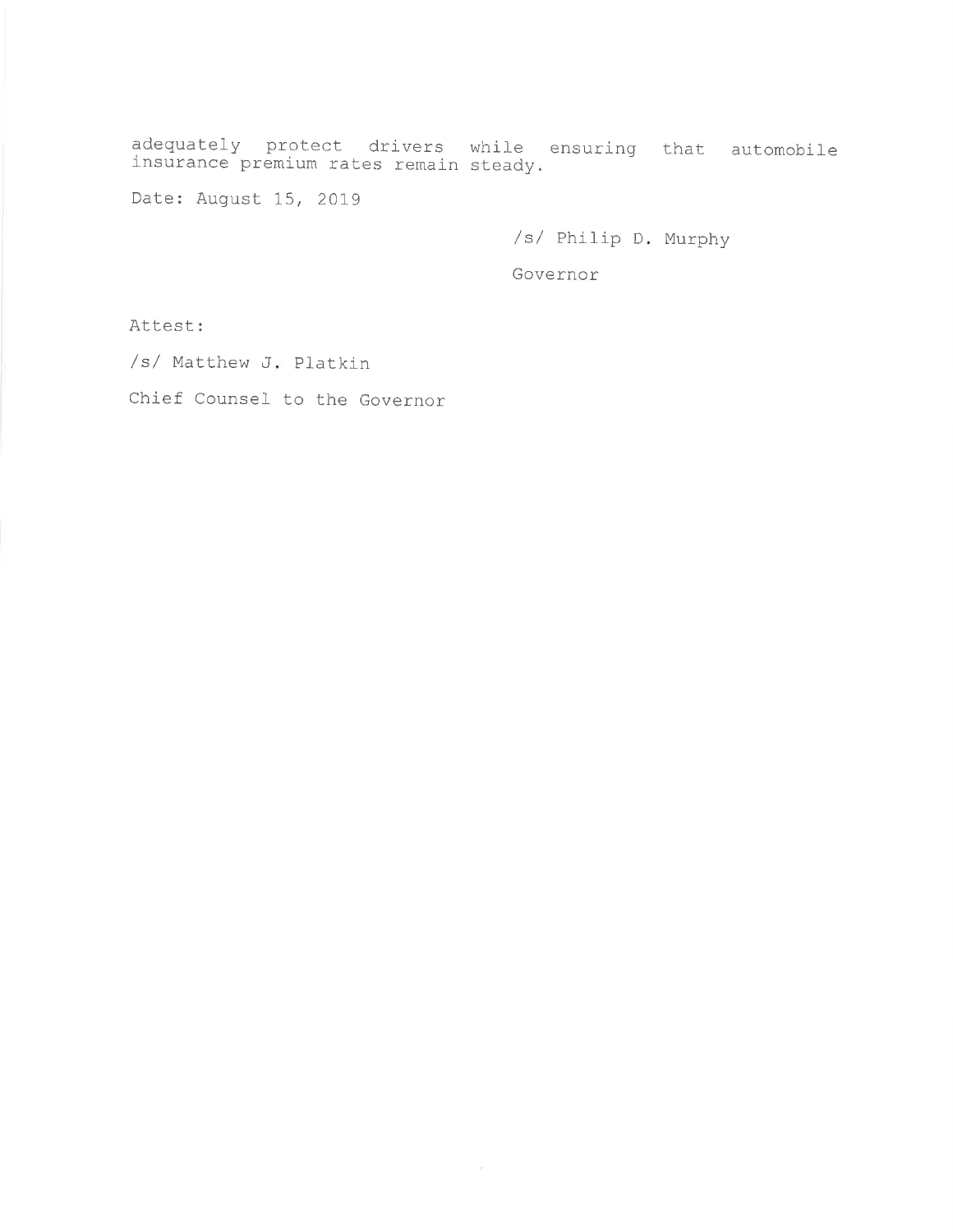adequately protect drivers while ensuring that automobile insurance premium rates remain steady.

Date: August 15, 2019

/s/ Philip D. Murphy

Governor

Attest:

/s/ Matthew J. Platkin

Chief Counsel to the Governor